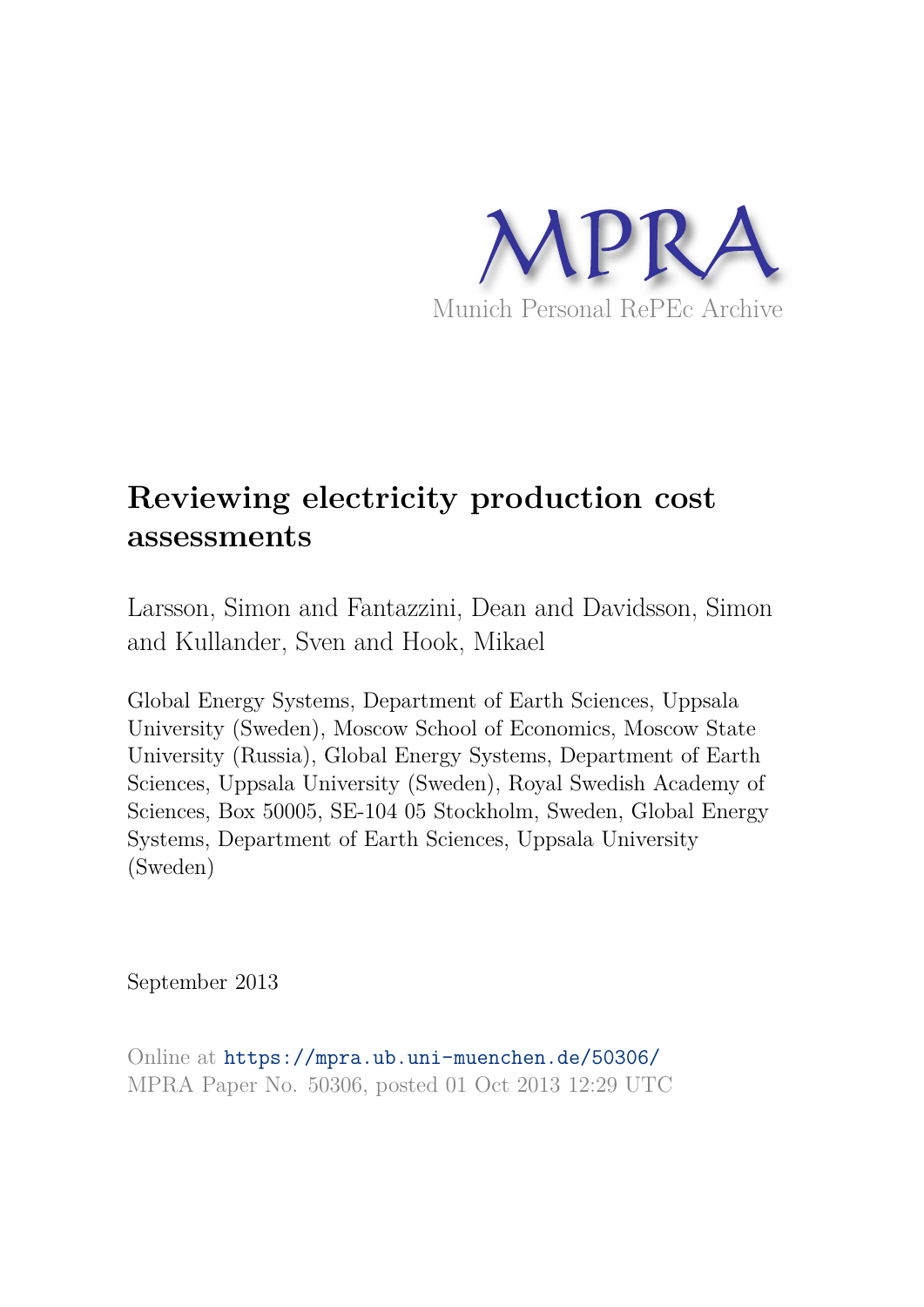MPRA

Munich Personal RePEc Archive

# Reviewing electricity production cost assessments

Larsson, Simon and Fantazzini, Dean and Davidsson, Simon and Kullander, Sven and Hook, Mikael

Global Energy Systems, Department of Earth Sciences, Uppsala University (Sweden), Moscow School of Economics, Moscow State University (Russia), Global Energy Systems, Department of Earth Sciences, Uppsala University (Sweden), Royal Swedish Academy of Sciences, Box 50005, SE-104 05 Stockholm, Sweden, Global Energy Systems, Department of Earth Sciences, Uppsala University (Sweden)

September 2013

Online at https://mpra.ub.uni-muenchen.de/50306/
MPRA Paper No. 50306, posted 01 Oct 2013 12:29 UTC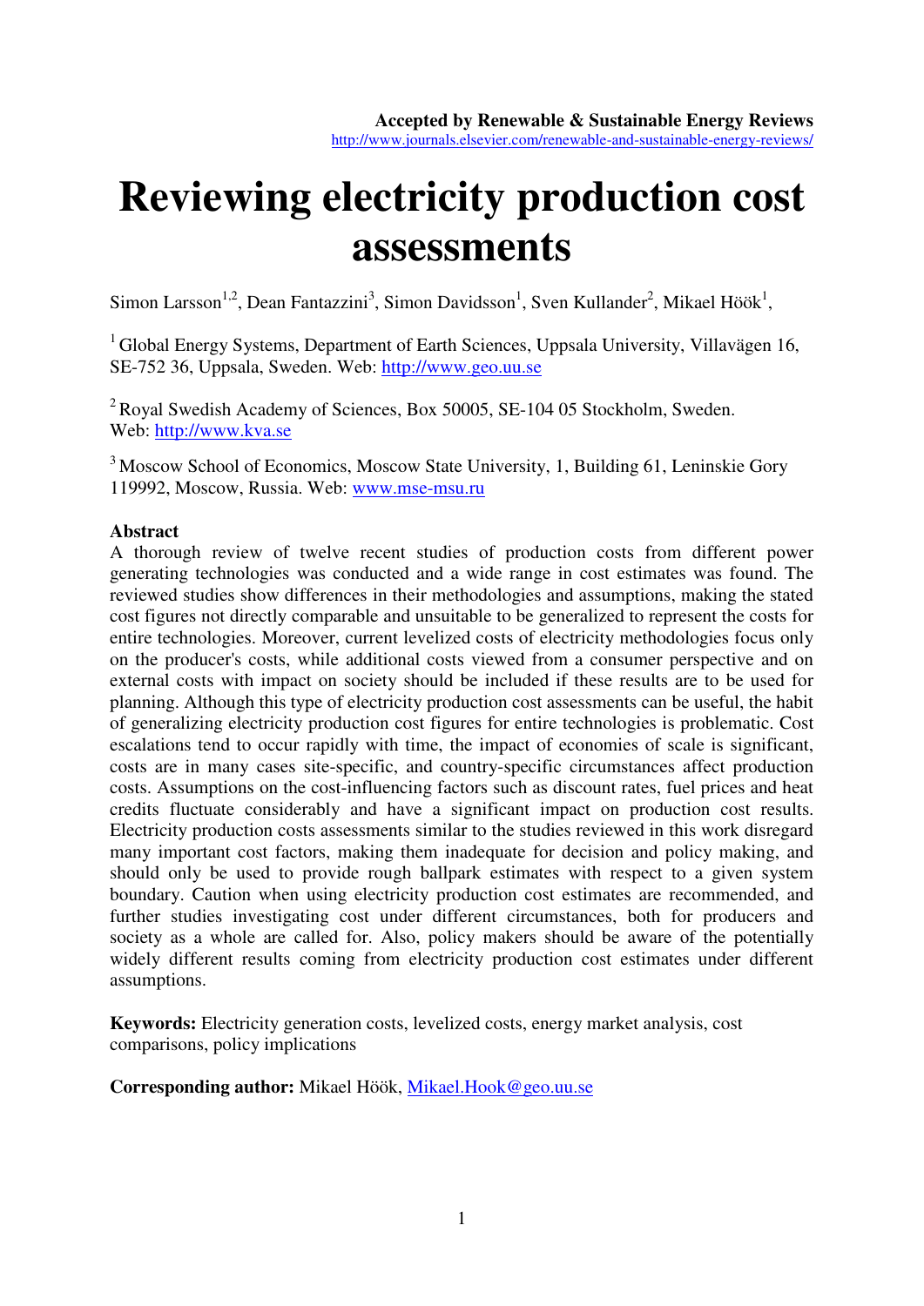**Accepted by Renewable & Sustainable Energy Reviews**
http://www.journals.elsevier.com/renewable-and-sustainable-energy-reviews/

# Reviewing electricity production cost assessments

Simon Larsson[1,2], Dean Fantazzini[3], Simon Davidsson[1], Sven Kullander[2], Mikael Höök[1],

[1] Global Energy Systems, Department of Earth Sciences, Uppsala University, Villavägen 16, SE-752 36, Uppsala, Sweden. Web: http://www.geo.uu.se

[2] Royal Swedish Academy of Sciences, Box 50005, SE-104 05 Stockholm, Sweden. Web: http://www.kva.se

[3] Moscow School of Economics, Moscow State University, 1, Building 61, Leninskie Gory 119992, Moscow, Russia. Web: www.mse-msu.ru

**Abstract**

A thorough review of twelve recent studies of production costs from different power generating technologies was conducted and a wide range in cost estimates was found. The reviewed studies show differences in their methodologies and assumptions, making the stated cost figures not directly comparable and unsuitable to be generalized to represent the costs for entire technologies. Moreover, current levelized costs of electricity methodologies focus only on the producer's costs, while additional costs viewed from a consumer perspective and on external costs with impact on society should be included if these results are to be used for planning. Although this type of electricity production cost assessments can be useful, the habit of generalizing electricity production cost figures for entire technologies is problematic. Cost escalations tend to occur rapidly with time, the impact of economies of scale is significant, costs are in many cases site-specific, and country-specific circumstances affect production costs. Assumptions on the cost-influencing factors such as discount rates, fuel prices and heat credits fluctuate considerably and have a significant impact on production cost results. Electricity production costs assessments similar to the studies reviewed in this work disregard many important cost factors, making them inadequate for decision and policy making, and should only be used to provide rough ballpark estimates with respect to a given system boundary. Caution when using electricity production cost estimates are recommended, and further studies investigating cost under different circumstances, both for producers and society as a whole are called for. Also, policy makers should be aware of the potentially widely different results coming from electricity production cost estimates under different assumptions.

**Keywords:** Electricity generation costs, levelized costs, energy market analysis, cost comparisons, policy implications

**Corresponding author:** Mikael Höök, Mikael.Hook@geo.uu.se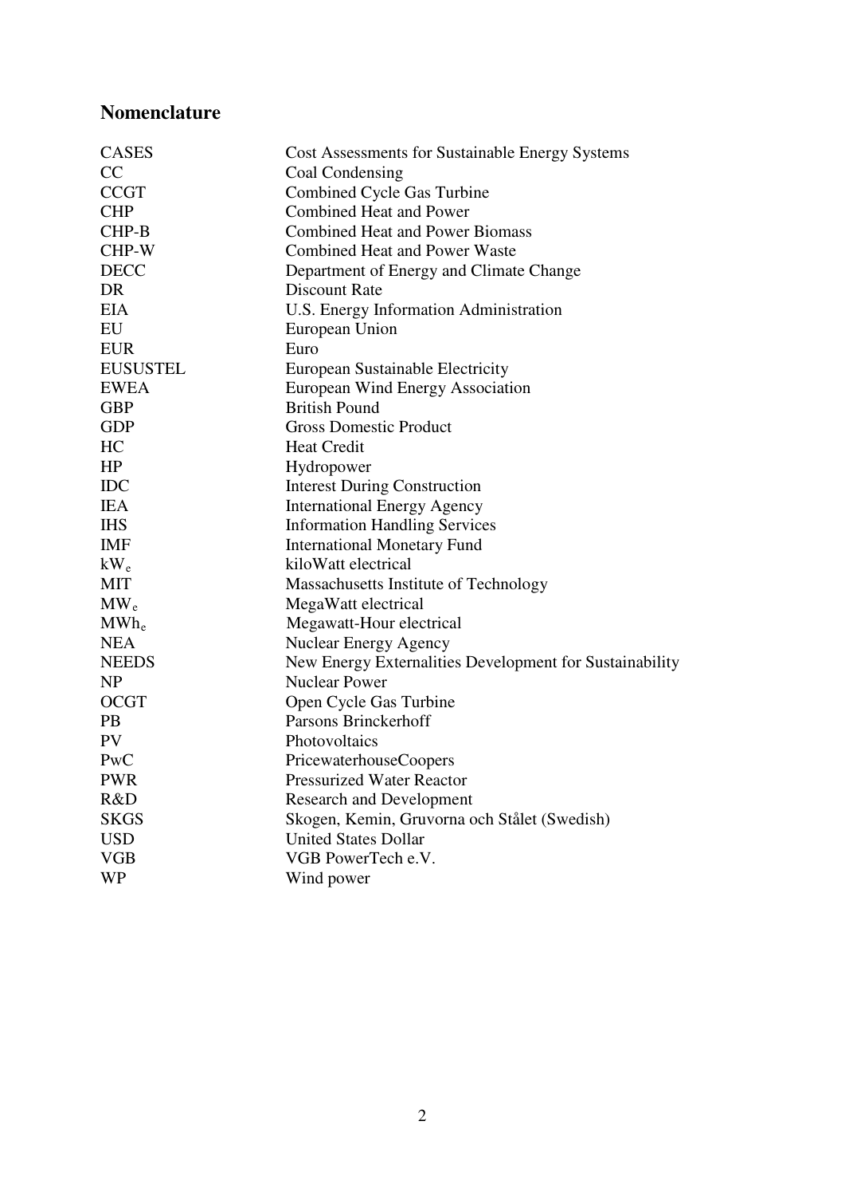## Nomenclature

| | |
|---|---|
| CASES | Cost Assessments for Sustainable Energy Systems |
| CC | Coal Condensing |
| CCGT | Combined Cycle Gas Turbine |
| CHP | Combined Heat and Power |
| CHP-B | Combined Heat and Power Biomass |
| CHP-W | Combined Heat and Power Waste |
| DECC | Department of Energy and Climate Change |
| DR | Discount Rate |
| EIA | U.S. Energy Information Administration |
| EU | European Union |
| EUR | Euro |
| EUSUSTEL | European Sustainable Electricity |
| EWEA | European Wind Energy Association |
| GBP | British Pound |
| GDP | Gross Domestic Product |
| HC | Heat Credit |
| HP | Hydropower |
| IDC | Interest During Construction |
| IEA | International Energy Agency |
| IHS | Information Handling Services |
| IMF | International Monetary Fund |
| $kW_e$ | kiloWatt electrical |
| MIT | Massachusetts Institute of Technology |
| $MW_e$ | MegaWatt electrical |
| $MWh_e$ | Megawatt-Hour electrical |
| NEA | Nuclear Energy Agency |
| NEEDS | New Energy Externalities Development for Sustainability |
| NP | Nuclear Power |
| OCGT | Open Cycle Gas Turbine |
| PB | Parsons Brinckerhoff |
| PV | Photovoltaics |
| PwC | PricewaterhouseCoopers |
| PWR | Pressurized Water Reactor |
| R&D | Research and Development |
| SKGS | Skogen, Kemin, Gruvorna och Stålet (Swedish) |
| USD | United States Dollar |
| VGB | VGB PowerTech e.V. |
| WP | Wind power |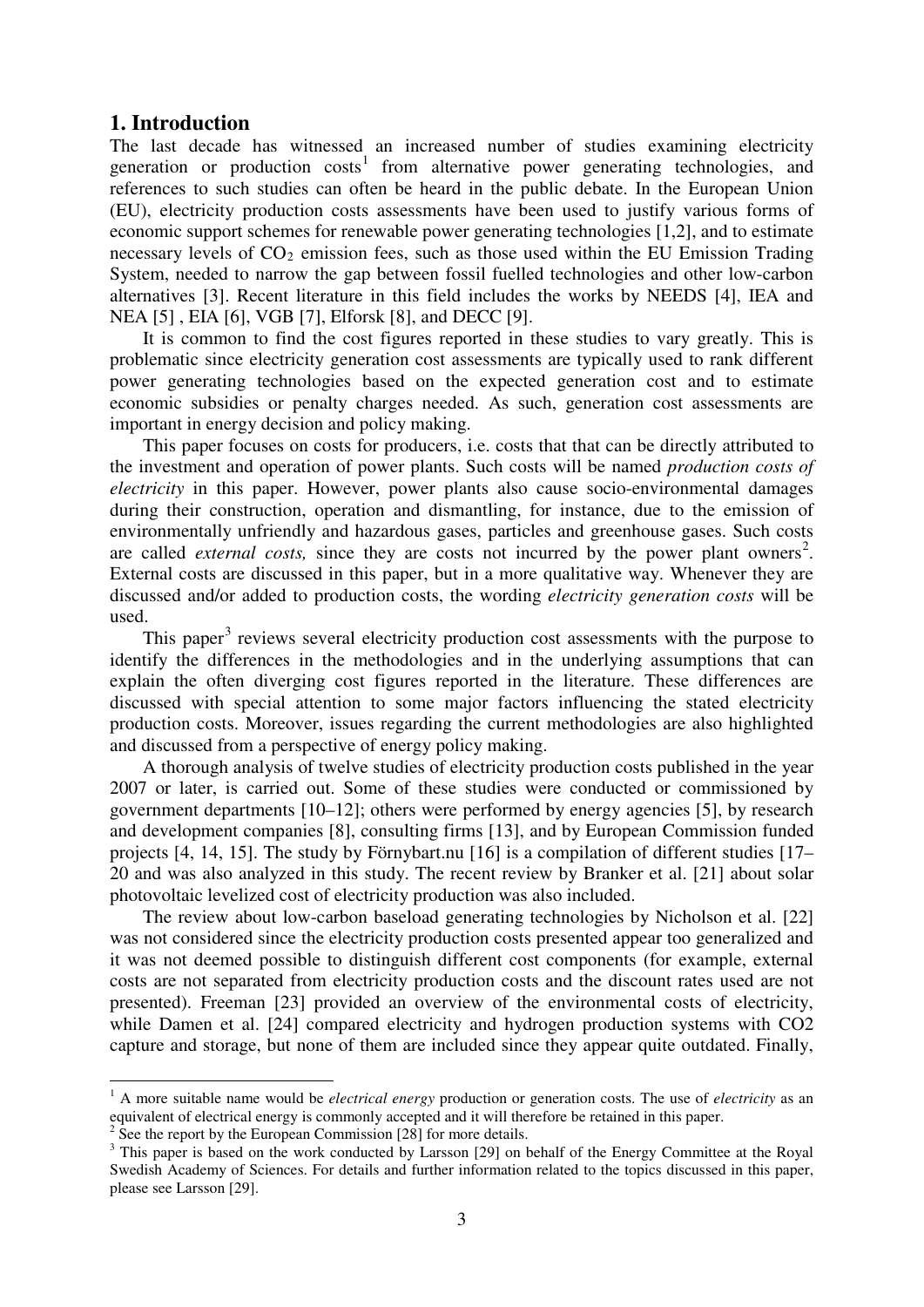# 1. Introduction

The last decade has witnessed an increased number of studies examining electricity generation or production costs[1] from alternative power generating technologies, and references to such studies can often be heard in the public debate. In the European Union (EU), electricity production costs assessments have been used to justify various forms of economic support schemes for renewable power generating technologies [1,2], and to estimate necessary levels of $CO_2$ emission fees, such as those used within the EU Emission Trading System, needed to narrow the gap between fossil fuelled technologies and other low-carbon alternatives [3]. Recent literature in this field includes the works by NEEDS [4], IEA and NEA [5] , EIA [6], VGB [7], Elforsk [8], and DECC [9].

It is common to find the cost figures reported in these studies to vary greatly. This is problematic since electricity generation cost assessments are typically used to rank different power generating technologies based on the expected generation cost and to estimate economic subsidies or penalty charges needed. As such, generation cost assessments are important in energy decision and policy making.

This paper focuses on costs for producers, i.e. costs that that can be directly attributed to the investment and operation of power plants. Such costs will be named *production costs of electricity* in this paper. However, power plants also cause socio-environmental damages during their construction, operation and dismantling, for instance, due to the emission of environmentally unfriendly and hazardous gases, particles and greenhouse gases. Such costs are called *external costs,* since they are costs not incurred by the power plant owners[2]. External costs are discussed in this paper, but in a more qualitative way. Whenever they are discussed and/or added to production costs, the wording *electricity generation costs* will be used.

This paper[3] reviews several electricity production cost assessments with the purpose to identify the differences in the methodologies and in the underlying assumptions that can explain the often diverging cost figures reported in the literature. These differences are discussed with special attention to some major factors influencing the stated electricity production costs. Moreover, issues regarding the current methodologies are also highlighted and discussed from a perspective of energy policy making.

A thorough analysis of twelve studies of electricity production costs published in the year 2007 or later, is carried out. Some of these studies were conducted or commissioned by government departments [10–12]; others were performed by energy agencies [5], by research and development companies [8], consulting firms [13], and by European Commission funded projects [4, 14, 15]. The study by Förnybart.nu [16] is a compilation of different studies [17–20 and was also analyzed in this study. The recent review by Branker et al. [21] about solar photovoltaic levelized cost of electricity production was also included.

The review about low-carbon baseload generating technologies by Nicholson et al. [22] was not considered since the electricity production costs presented appear too generalized and it was not deemed possible to distinguish different cost components (for example, external costs are not separated from electricity production costs and the discount rates used are not presented). Freeman [23] provided an overview of the environmental costs of electricity, while Damen et al. [24] compared electricity and hydrogen production systems with CO2 capture and storage, but none of them are included since they appear quite outdated. Finally,

---

[1] A more suitable name would be *electrical energy* production or generation costs. The use of *electricity* as an equivalent of electrical energy is commonly accepted and it will therefore be retained in this paper.

[2] See the report by the European Commission [28] for more details.

[3] This paper is based on the work conducted by Larsson [29] on behalf of the Energy Committee at the Royal Swedish Academy of Sciences. For details and further information related to the topics discussed in this paper, please see Larsson [29].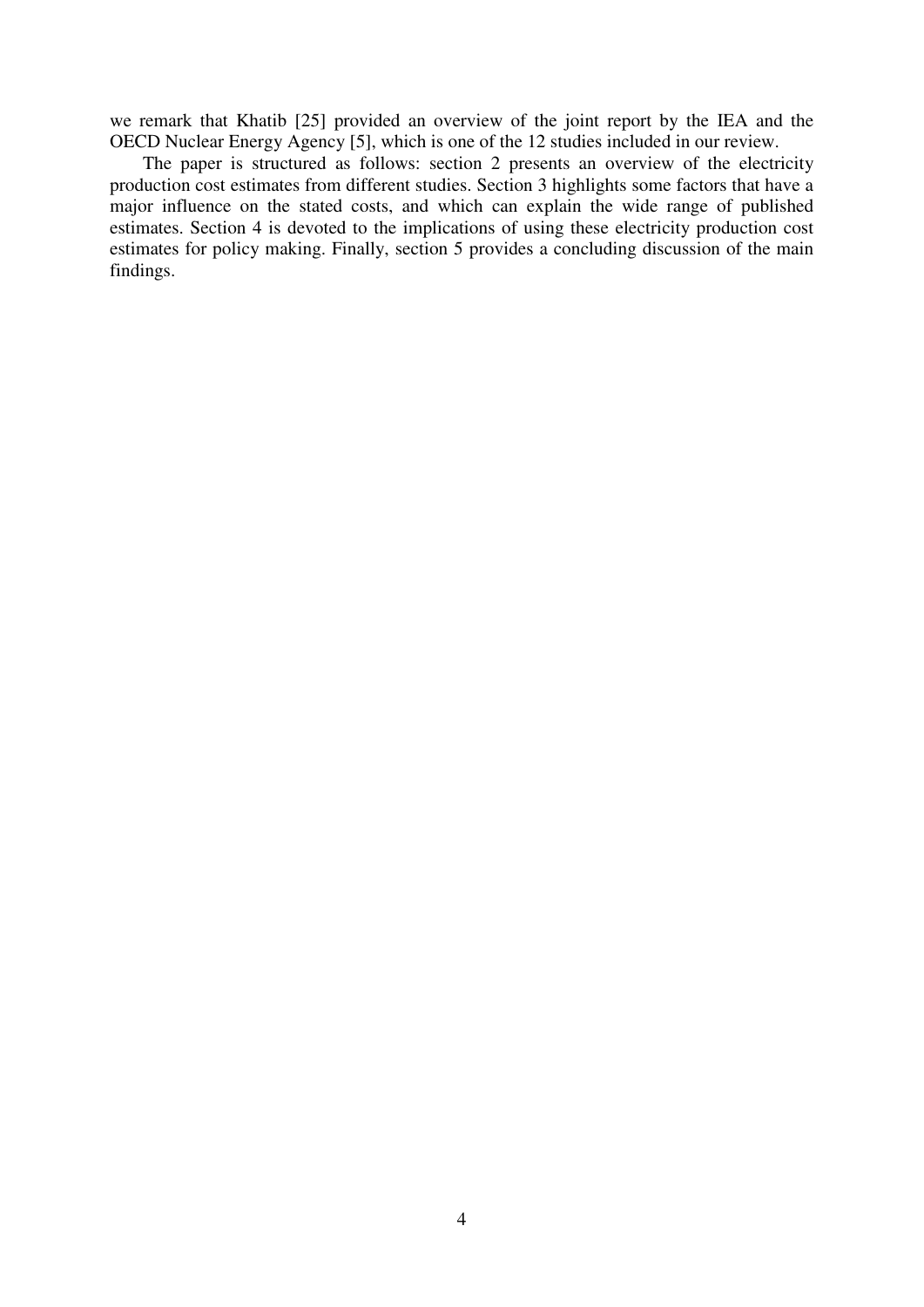we remark that Khatib [25] provided an overview of the joint report by the IEA and the OECD Nuclear Energy Agency [5], which is one of the 12 studies included in our review.

The paper is structured as follows: section 2 presents an overview of the electricity production cost estimates from different studies. Section 3 highlights some factors that have a major influence on the stated costs, and which can explain the wide range of published estimates. Section 4 is devoted to the implications of using these electricity production cost estimates for policy making. Finally, section 5 provides a concluding discussion of the main findings.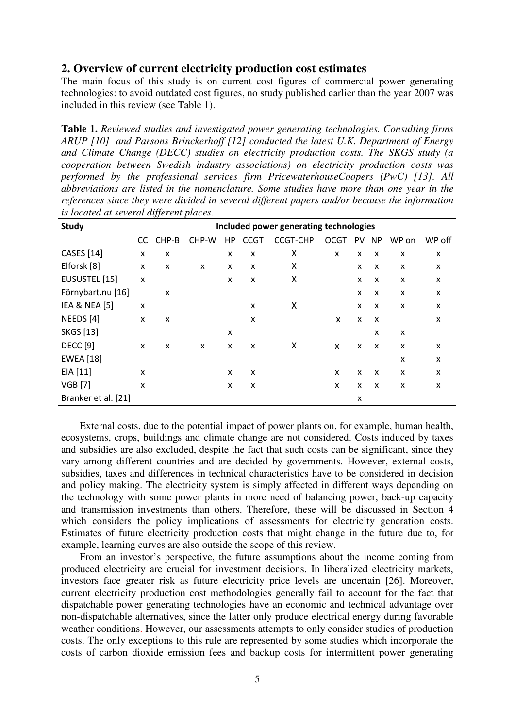## 2. Overview of current electricity production cost estimates

The main focus of this study is on current cost figures of commercial power generating technologies: to avoid outdated cost figures, no study published earlier than the year 2007 was included in this review (see Table 1).

**Table 1.** *Reviewed studies and investigated power generating technologies. Consulting firms ARUP [10] and Parsons Brinckerhoff [12] conducted the latest U.K. Department of Energy and Climate Change (DECC) studies on electricity production costs. The SKGS study (a cooperation between Swedish industry associations) on electricity production costs was performed by the professional services firm PricewaterhouseCoopers (PwC) [13]. All abbreviations are listed in the nomenclature. Some studies have more than one year in the references since they were divided in several different papers and/or because the information is located at several different places.*

| Study | Included power generating technologies | | | | | | | | | | |
|---|---|---|---|---|---|---|---|---|---|---|---|
| | CC | CHP-B | CHP-W | HP | CCGT | CCGT-CHP | OCGT | PV | NP | WP on | WP off |
| CASES [14] | x | x | | x | x | X | x | x | x | x | x |
| Elforsk [8] | x | x | x | x | x | X | | x | x | x | x |
| EUSUSTEL [15] | x | | | x | x | X | | x | x | x | x |
| Förnybart.nu [16] | | x | | | | | | x | x | x | x |
| IEA & NEA [5] | x | | | | x | X | | x | x | x | x |
| NEEDS [4] | x | x | | | x | | x | x | x | | x |
| SKGS [13] | | | | x | | | | | x | x | |
| DECC [9] | x | x | x | x | x | X | x | x | x | x | x |
| EWEA [18] | | | | | | | | | | x | x |
| EIA [11] | x | | | x | x | | x | x | x | x | x |
| VGB [7] | x | | | x | x | | x | x | x | x | x |
| Branker et al. [21] | | | | | | | | x | | | |

External costs, due to the potential impact of power plants on, for example, human health, ecosystems, crops, buildings and climate change are not considered. Costs induced by taxes and subsidies are also excluded, despite the fact that such costs can be significant, since they vary among different countries and are decided by governments. However, external costs, subsidies, taxes and differences in technical characteristics have to be considered in decision and policy making. The electricity system is simply affected in different ways depending on the technology with some power plants in more need of balancing power, back-up capacity and transmission investments than others. Therefore, these will be discussed in Section 4 which considers the policy implications of assessments for electricity generation costs. Estimates of future electricity production costs that might change in the future due to, for example, learning curves are also outside the scope of this review.

From an investor's perspective, the future assumptions about the income coming from produced electricity are crucial for investment decisions. In liberalized electricity markets, investors face greater risk as future electricity price levels are uncertain [26]. Moreover, current electricity production cost methodologies generally fail to account for the fact that dispatchable power generating technologies have an economic and technical advantage over non-dispatchable alternatives, since the latter only produce electrical energy during favorable weather conditions. However, our assessments attempts to only consider studies of production costs. The only exceptions to this rule are represented by some studies which incorporate the costs of carbon dioxide emission fees and backup costs for intermittent power generating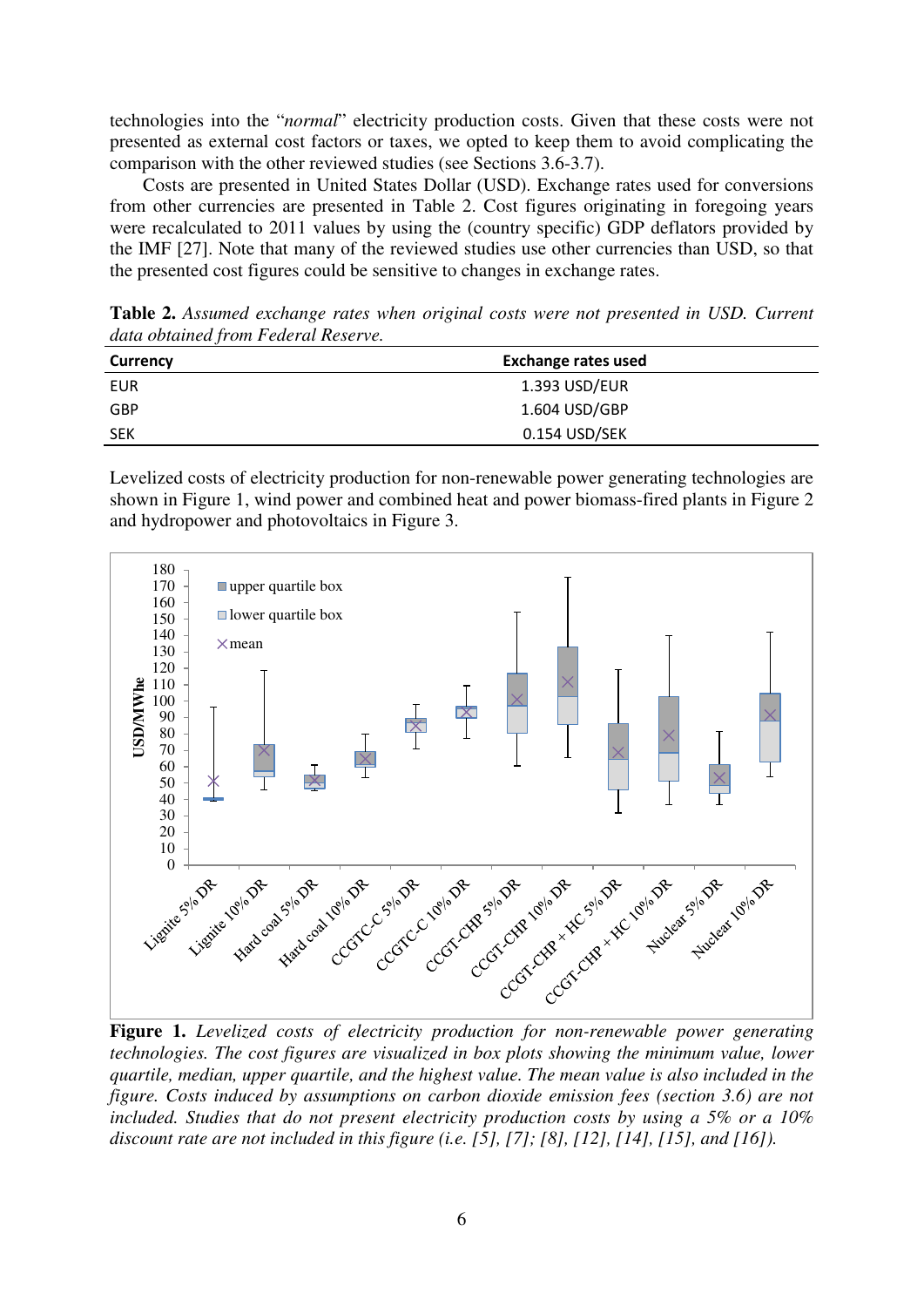technologies into the "*normal*" electricity production costs. Given that these costs were not presented as external cost factors or taxes, we opted to keep them to avoid complicating the comparison with the other reviewed studies (see Sections 3.6-3.7).

Costs are presented in United States Dollar (USD). Exchange rates used for conversions from other currencies are presented in Table 2. Cost figures originating in foregoing years were recalculated to 2011 values by using the (country specific) GDP deflators provided by the IMF [27]. Note that many of the reviewed studies use other currencies than USD, so that the presented cost figures could be sensitive to changes in exchange rates.

**Table 2.** *Assumed exchange rates when original costs were not presented in USD. Current data obtained from Federal Reserve.*

| Currency | Exchange rates used |
|---|---|
| EUR | 1.393 USD/EUR |
| GBP | 1.604 USD/GBP |
| SEK | 0.154 USD/SEK |

Levelized costs of electricity production for non-renewable power generating technologies are shown in Figure 1, wind power and combined heat and power biomass-fired plants in Figure 2 and hydropower and photovoltaics in Figure 3.

**Figure 1.** *Levelized costs of electricity production for non-renewable power generating technologies. The cost figures are visualized in box plots showing the minimum value, lower quartile, median, upper quartile, and the highest value. The mean value is also included in the figure. Costs induced by assumptions on carbon dioxide emission fees (section 3.6) are not included. Studies that do not present electricity production costs by using a 5% or a 10% discount rate are not included in this figure (i.e. [5], [7]; [8], [12], [14], [15], and [16]).*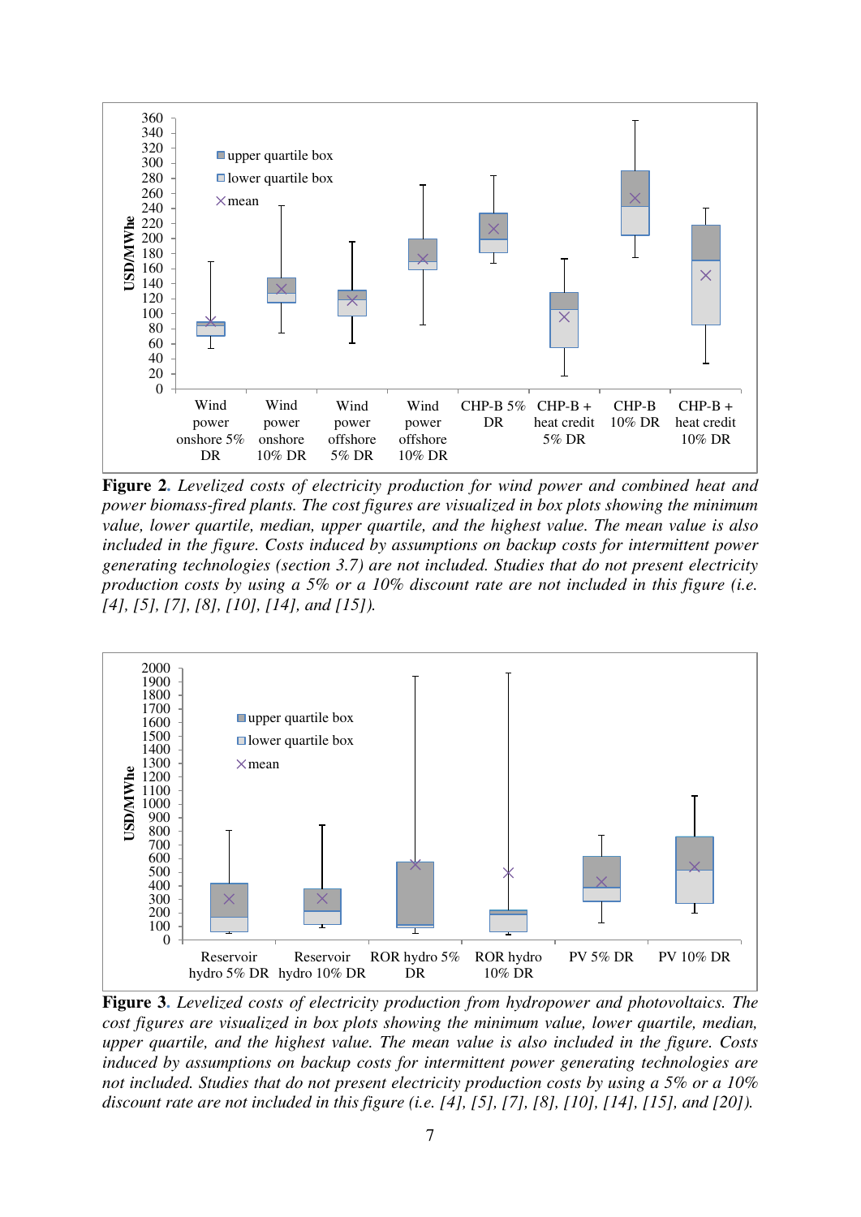**Figure 2**. *Levelized costs of electricity production for wind power and combined heat and power biomass-fired plants. The cost figures are visualized in box plots showing the minimum value, lower quartile, median, upper quartile, and the highest value. The mean value is also included in the figure. Costs induced by assumptions on backup costs for intermittent power generating technologies (section 3.7) are not included. Studies that do not present electricity production costs by using a 5% or a 10% discount rate are not included in this figure (i.e. [4], [5], [7], [8], [10], [14], and [15]).*

**Figure 3**. *Levelized costs of electricity production from hydropower and photovoltaics. The cost figures are visualized in box plots showing the minimum value, lower quartile, median, upper quartile, and the highest value. The mean value is also included in the figure. Costs induced by assumptions on backup costs for intermittent power generating technologies are not included. Studies that do not present electricity production costs by using a 5% or a 10% discount rate are not included in this figure (i.e. [4], [5], [7], [8], [10], [14], [15], and [20]).*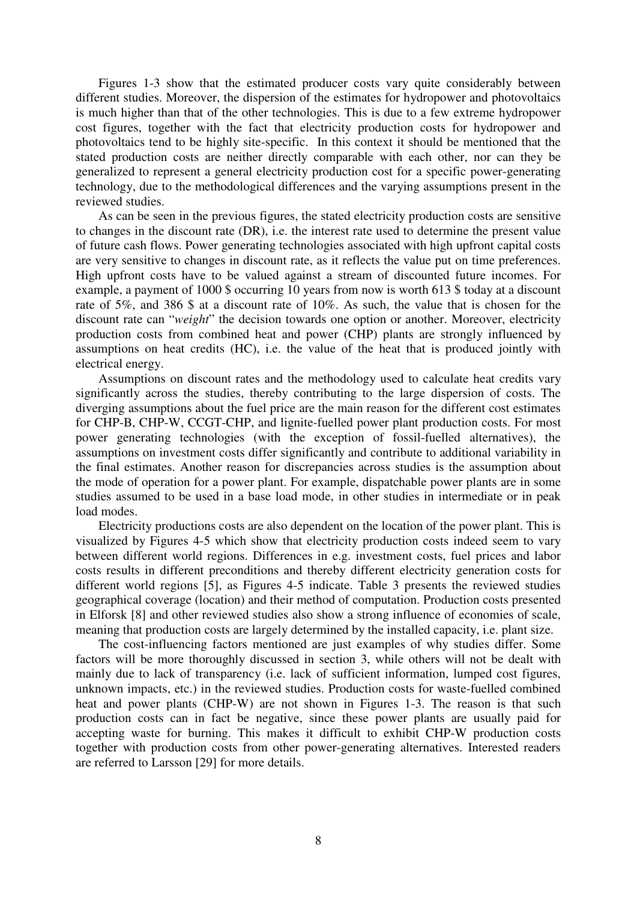Figures 1-3 show that the estimated producer costs vary quite considerably between different studies. Moreover, the dispersion of the estimates for hydropower and photovoltaics is much higher than that of the other technologies. This is due to a few extreme hydropower cost figures, together with the fact that electricity production costs for hydropower and photovoltaics tend to be highly site-specific. In this context it should be mentioned that the stated production costs are neither directly comparable with each other, nor can they be generalized to represent a general electricity production cost for a specific power-generating technology, due to the methodological differences and the varying assumptions present in the reviewed studies.

As can be seen in the previous figures, the stated electricity production costs are sensitive to changes in the discount rate (DR), i.e. the interest rate used to determine the present value of future cash flows. Power generating technologies associated with high upfront capital costs are very sensitive to changes in discount rate, as it reflects the value put on time preferences. High upfront costs have to be valued against a stream of discounted future incomes. For example, a payment of 1000 $ occurring 10 years from now is worth 613 $ today at a discount rate of 5%, and 386 $ at a discount rate of 10%. As such, the value that is chosen for the discount rate can "*weight*" the decision towards one option or another. Moreover, electricity production costs from combined heat and power (CHP) plants are strongly influenced by assumptions on heat credits (HC), i.e. the value of the heat that is produced jointly with electrical energy.

Assumptions on discount rates and the methodology used to calculate heat credits vary significantly across the studies, thereby contributing to the large dispersion of costs. The diverging assumptions about the fuel price are the main reason for the different cost estimates for CHP-B, CHP-W, CCGT-CHP, and lignite-fuelled power plant production costs. For most power generating technologies (with the exception of fossil-fuelled alternatives), the assumptions on investment costs differ significantly and contribute to additional variability in the final estimates. Another reason for discrepancies across studies is the assumption about the mode of operation for a power plant. For example, dispatchable power plants are in some studies assumed to be used in a base load mode, in other studies in intermediate or in peak load modes.

Electricity productions costs are also dependent on the location of the power plant. This is visualized by Figures 4-5 which show that electricity production costs indeed seem to vary between different world regions. Differences in e.g. investment costs, fuel prices and labor costs results in different preconditions and thereby different electricity generation costs for different world regions [5], as Figures 4-5 indicate. Table 3 presents the reviewed studies geographical coverage (location) and their method of computation. Production costs presented in Elforsk [8] and other reviewed studies also show a strong influence of economies of scale, meaning that production costs are largely determined by the installed capacity, i.e. plant size.

The cost-influencing factors mentioned are just examples of why studies differ. Some factors will be more thoroughly discussed in section 3, while others will not be dealt with mainly due to lack of transparency (i.e. lack of sufficient information, lumped cost figures, unknown impacts, etc.) in the reviewed studies. Production costs for waste-fuelled combined heat and power plants (CHP-W) are not shown in Figures 1-3. The reason is that such production costs can in fact be negative, since these power plants are usually paid for accepting waste for burning. This makes it difficult to exhibit CHP-W production costs together with production costs from other power-generating alternatives. Interested readers are referred to Larsson [29] for more details.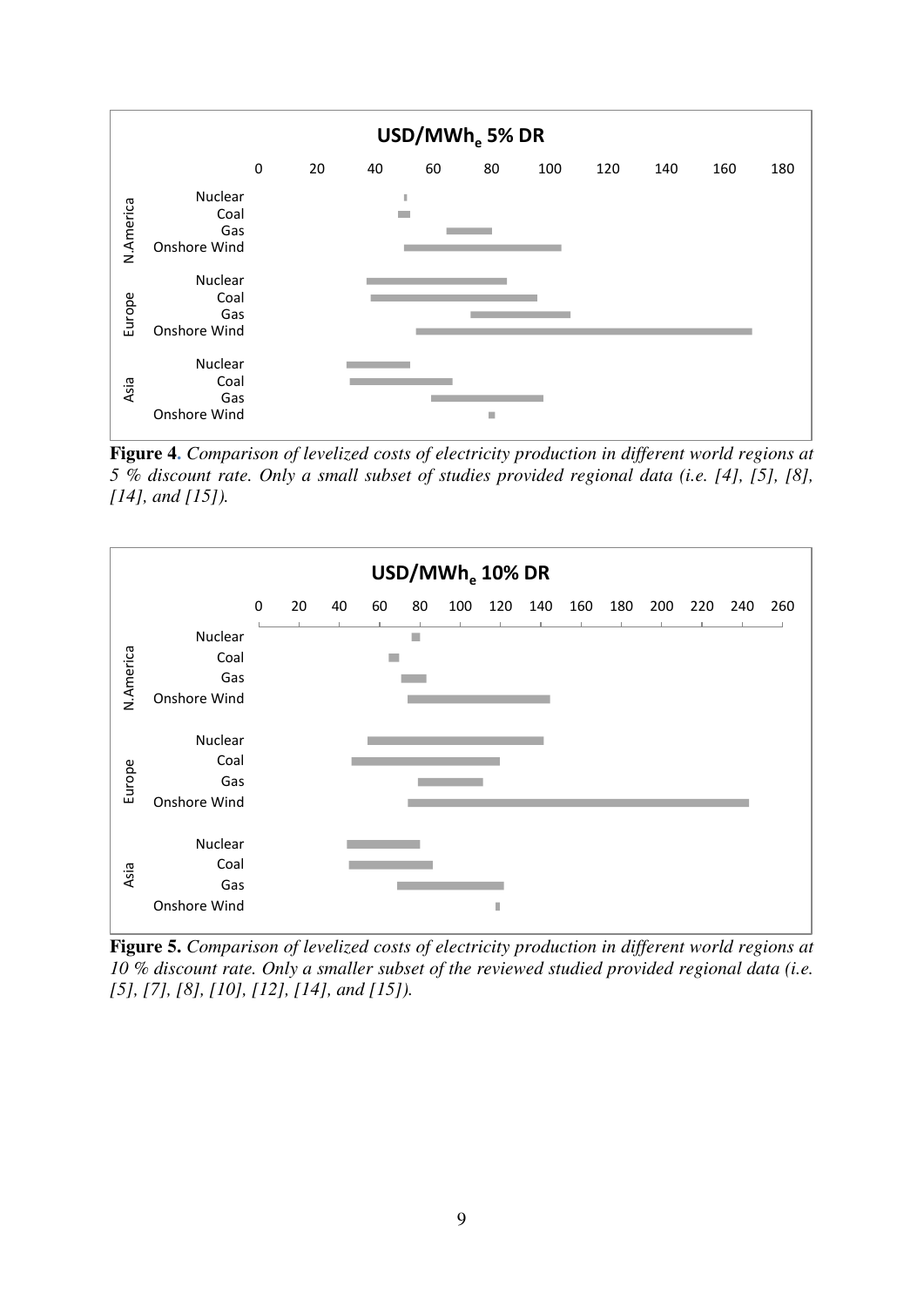**Figure 4**. *Comparison of levelized costs of electricity production in different world regions at 5 % discount rate. Only a small subset of studies provided regional data (i.e. [4], [5], [8], [14], and [15]).*

**Figure 5.** *Comparison of levelized costs of electricity production in different world regions at 10 % discount rate. Only a smaller subset of the reviewed studied provided regional data (i.e. [5], [7], [8], [10], [12], [14], and [15]).*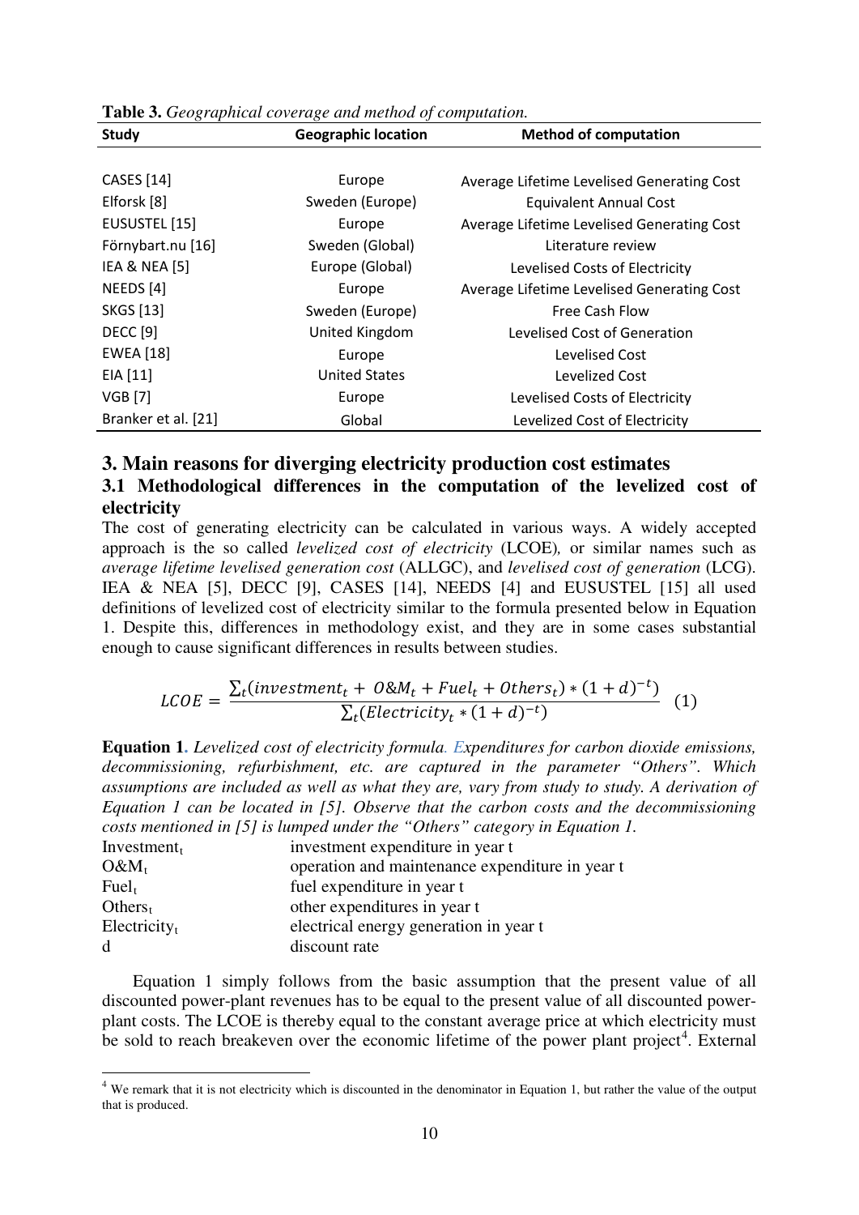**Table 3.** *Geographical coverage and method of computation.*

| Study | Geographic location | Method of computation |
|---|---|---|
| CASES [14] | Europe | Average Lifetime Levelised Generating Cost |
| Elforsk [8] | Sweden (Europe) | Equivalent Annual Cost |
| EUSUSTEL [15] | Europe | Average Lifetime Levelised Generating Cost |
| Förnybart.nu [16] | Sweden (Global) | Literature review |
| IEA & NEA [5] | Europe (Global) | Levelised Costs of Electricity |
| NEEDS [4] | Europe | Average Lifetime Levelised Generating Cost |
| SKGS [13] | Sweden (Europe) | Free Cash Flow |
| DECC [9] | United Kingdom | Levelised Cost of Generation |
| EWEA [18] | Europe | Levelised Cost |
| EIA [11] | United States | Levelized Cost |
| VGB [7] | Europe | Levelised Costs of Electricity |
| Branker et al. [21] | Global | Levelized Cost of Electricity |

## 3. Main reasons for diverging electricity production cost estimates

### 3.1 Methodological differences in the computation of the levelized cost of electricity

The cost of generating electricity can be calculated in various ways. A widely accepted approach is the so called *levelized cost of electricity* (LCOE), or similar names such as *average lifetime levelised generation cost* (ALLGC), and *levelised cost of generation* (LCG). IEA & NEA [5], DECC [9], CASES [14], NEEDS [4] and EUSUSTEL [15] all used definitions of levelized cost of electricity similar to the formula presented below in Equation 1. Despite this, differences in methodology exist, and they are in some cases substantial enough to cause significant differences in results between studies.

$$LCOE = \frac{\sum_t (investment_t + O\&M_t + Fuel_t + Others_t) * (1+d)^{-t})}{\sum_t (Electricity_t * (1+d)^{-t})} \quad (1)$$

**Equation 1.** *Levelized cost of electricity formula. Expenditures for carbon dioxide emissions, decommissioning, refurbishment, etc. are captured in the parameter "Others". Which assumptions are included as well as what they are, vary from study to study. A derivation of Equation 1 can be located in [5]. Observe that the carbon costs and the decommissioning costs mentioned in [5] is lumped under the "Others" category in Equation 1.*

| | |
|---|---|
| $Investment_t$ | investment expenditure in year t |
| $O\&M_t$ | operation and maintenance expenditure in year t |
| $Fuel_t$ | fuel expenditure in year t |
| $Others_t$ | other expenditures in year t |
| $Electricity_t$ | electrical energy generation in year t |
| d | discount rate |

Equation 1 simply follows from the basic assumption that the present value of all discounted power-plant revenues has to be equal to the present value of all discounted power-plant costs. The LCOE is thereby equal to the constant average price at which electricity must be sold to reach breakeven over the economic lifetime of the power plant project[4]. External

[4] We remark that it is not electricity which is discounted in the denominator in Equation 1, but rather the value of the output that is produced.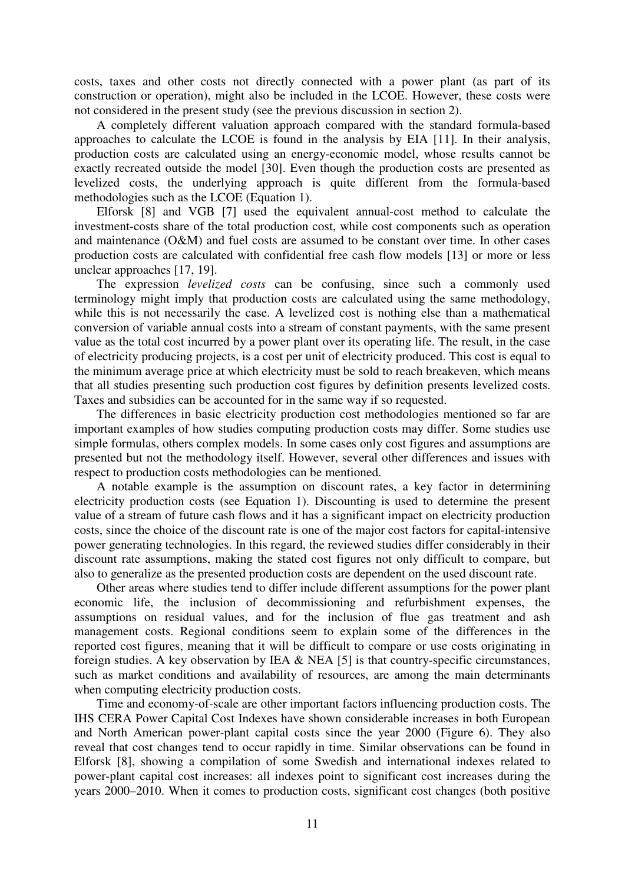costs, taxes and other costs not directly connected with a power plant (as part of its construction or operation), might also be included in the LCOE. However, these costs were not considered in the present study (see the previous discussion in section 2).

A completely different valuation approach compared with the standard formula-based approaches to calculate the LCOE is found in the analysis by EIA [11]. In their analysis, production costs are calculated using an energy-economic model, whose results cannot be exactly recreated outside the model [30]. Even though the production costs are presented as levelized costs, the underlying approach is quite different from the formula-based methodologies such as the LCOE (Equation 1).

Elforsk [8] and VGB [7] used the equivalent annual-cost method to calculate the investment-costs share of the total production cost, while cost components such as operation and maintenance (O&M) and fuel costs are assumed to be constant over time. In other cases production costs are calculated with confidential free cash flow models [13] or more or less unclear approaches [17, 19].

The expression *levelized costs* can be confusing, since such a commonly used terminology might imply that production costs are calculated using the same methodology, while this is not necessarily the case. A levelized cost is nothing else than a mathematical conversion of variable annual costs into a stream of constant payments, with the same present value as the total cost incurred by a power plant over its operating life. The result, in the case of electricity producing projects, is a cost per unit of electricity produced. This cost is equal to the minimum average price at which electricity must be sold to reach breakeven, which means that all studies presenting such production cost figures by definition presents levelized costs. Taxes and subsidies can be accounted for in the same way if so requested.

The differences in basic electricity production cost methodologies mentioned so far are important examples of how studies computing production costs may differ. Some studies use simple formulas, others complex models. In some cases only cost figures and assumptions are presented but not the methodology itself. However, several other differences and issues with respect to production costs methodologies can be mentioned.

A notable example is the assumption on discount rates, a key factor in determining electricity production costs (see Equation 1). Discounting is used to determine the present value of a stream of future cash flows and it has a significant impact on electricity production costs, since the choice of the discount rate is one of the major cost factors for capital-intensive power generating technologies. In this regard, the reviewed studies differ considerably in their discount rate assumptions, making the stated cost figures not only difficult to compare, but also to generalize as the presented production costs are dependent on the used discount rate.

Other areas where studies tend to differ include different assumptions for the power plant economic life, the inclusion of decommissioning and refurbishment expenses, the assumptions on residual values, and for the inclusion of flue gas treatment and ash management costs. Regional conditions seem to explain some of the differences in the reported cost figures, meaning that it will be difficult to compare or use costs originating in foreign studies. A key observation by IEA & NEA [5] is that country-specific circumstances, such as market conditions and availability of resources, are among the main determinants when computing electricity production costs.

Time and economy-of-scale are other important factors influencing production costs. The IHS CERA Power Capital Cost Indexes have shown considerable increases in both European and North American power-plant capital costs since the year 2000 (Figure 6). They also reveal that cost changes tend to occur rapidly in time. Similar observations can be found in Elforsk [8], showing a compilation of some Swedish and international indexes related to power-plant capital cost increases: all indexes point to significant cost increases during the years 2000–2010. When it comes to production costs, significant cost changes (both positive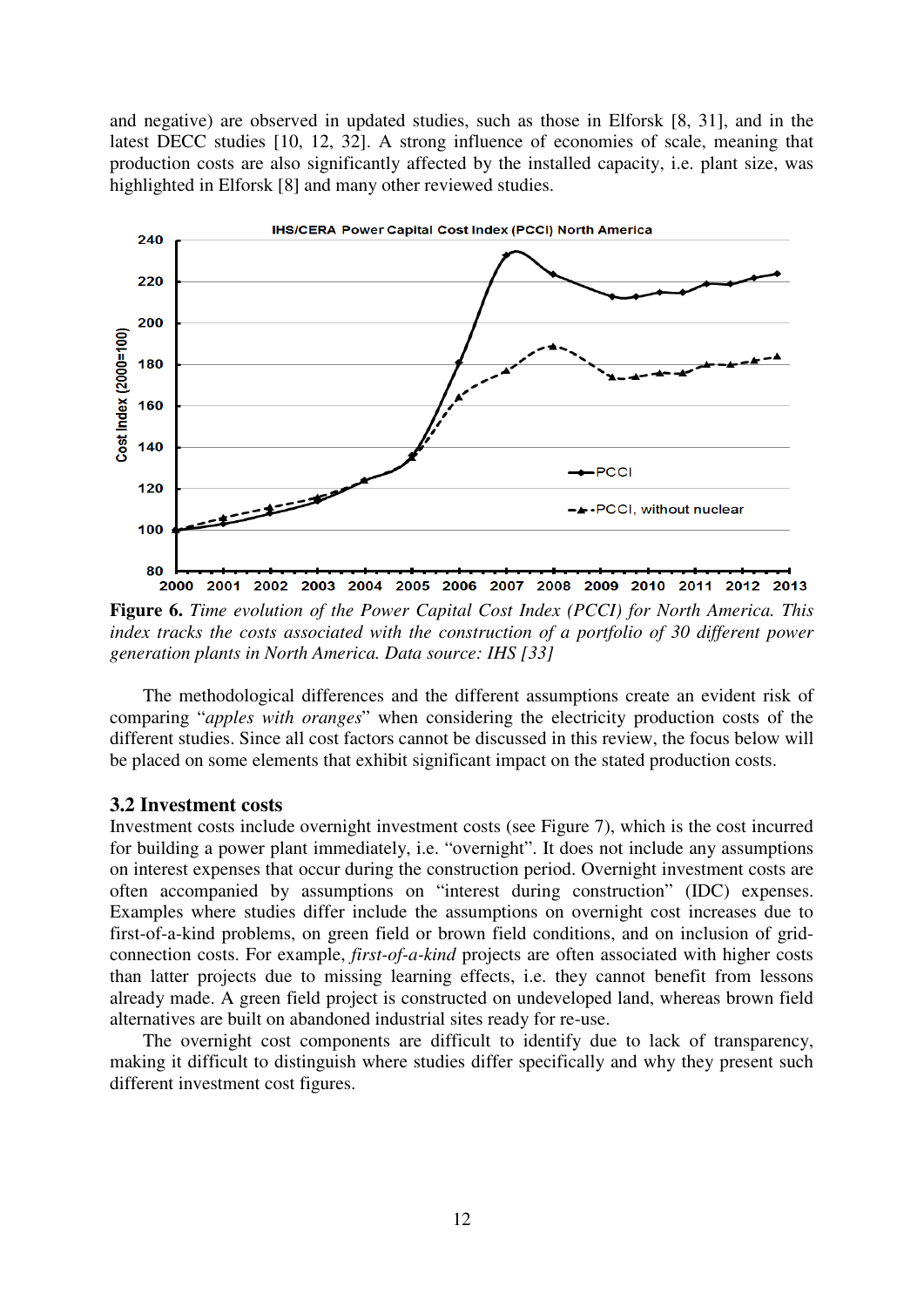and negative) are observed in updated studies, such as those in Elforsk [8, 31], and in the latest DECC studies [10, 12, 32]. A strong influence of economies of scale, meaning that production costs are also significantly affected by the installed capacity, i.e. plant size, was highlighted in Elforsk [8] and many other reviewed studies.

**Figure 6.** *Time evolution of the Power Capital Cost Index (PCCI) for North America. This index tracks the costs associated with the construction of a portfolio of 30 different power generation plants in North America. Data source: IHS [33]*

The methodological differences and the different assumptions create an evident risk of comparing "*apples with oranges*" when considering the electricity production costs of the different studies. Since all cost factors cannot be discussed in this review, the focus below will be placed on some elements that exhibit significant impact on the stated production costs.

### 3.2 Investment costs

Investment costs include overnight investment costs (see Figure 7), which is the cost incurred for building a power plant immediately, i.e. "overnight". It does not include any assumptions on interest expenses that occur during the construction period. Overnight investment costs are often accompanied by assumptions on "interest during construction" (IDC) expenses. Examples where studies differ include the assumptions on overnight cost increases due to first-of-a-kind problems, on green field or brown field conditions, and on inclusion of grid-connection costs. For example, *first-of-a-kind* projects are often associated with higher costs than latter projects due to missing learning effects, i.e. they cannot benefit from lessons already made. A green field project is constructed on undeveloped land, whereas brown field alternatives are built on abandoned industrial sites ready for re-use.

The overnight cost components are difficult to identify due to lack of transparency, making it difficult to distinguish where studies differ specifically and why they present such different investment cost figures.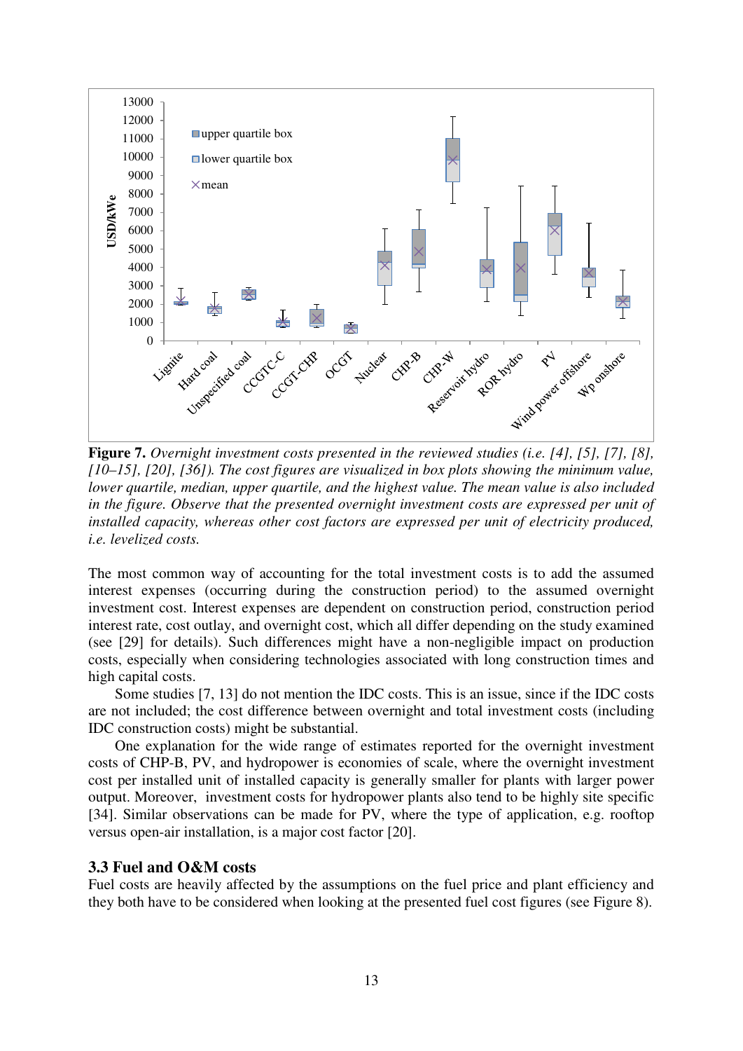**Figure 7.** *Overnight investment costs presented in the reviewed studies (i.e. [4], [5], [7], [8], [10–15], [20], [36]). The cost figures are visualized in box plots showing the minimum value, lower quartile, median, upper quartile, and the highest value. The mean value is also included in the figure. Observe that the presented overnight investment costs are expressed per unit of installed capacity, whereas other cost factors are expressed per unit of electricity produced, i.e. levelized costs.*

The most common way of accounting for the total investment costs is to add the assumed interest expenses (occurring during the construction period) to the assumed overnight investment cost. Interest expenses are dependent on construction period, construction period interest rate, cost outlay, and overnight cost, which all differ depending on the study examined (see [29] for details). Such differences might have a non-negligible impact on production costs, especially when considering technologies associated with long construction times and high capital costs.

Some studies [7, 13] do not mention the IDC costs. This is an issue, since if the IDC costs are not included; the cost difference between overnight and total investment costs (including IDC construction costs) might be substantial.

One explanation for the wide range of estimates reported for the overnight investment costs of CHP-B, PV, and hydropower is economies of scale, where the overnight investment cost per installed unit of installed capacity is generally smaller for plants with larger power output. Moreover, investment costs for hydropower plants also tend to be highly site specific [34]. Similar observations can be made for PV, where the type of application, e.g. rooftop versus open-air installation, is a major cost factor [20].

### 3.3 Fuel and O&M costs

Fuel costs are heavily affected by the assumptions on the fuel price and plant efficiency and they both have to be considered when looking at the presented fuel cost figures (see Figure 8).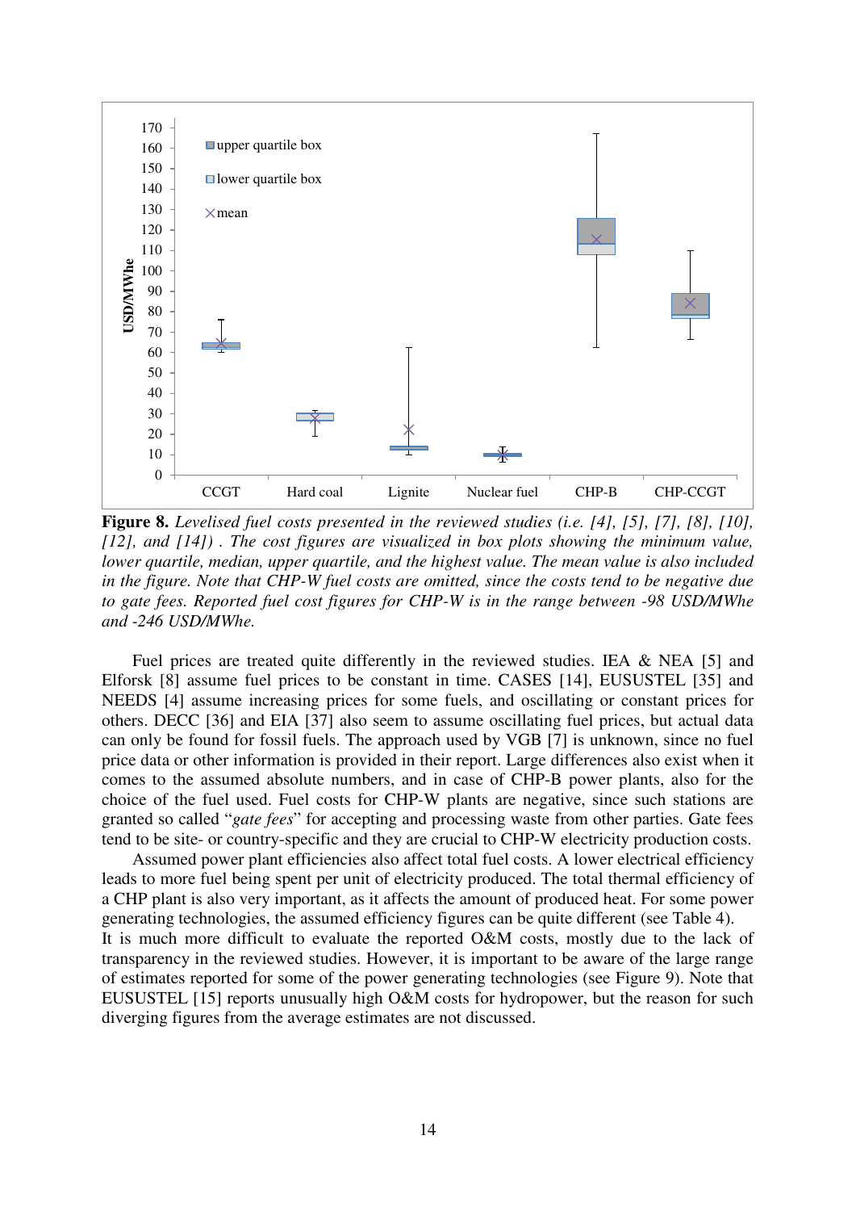**Figure 8.** *Levelised fuel costs presented in the reviewed studies (i.e. [4], [5], [7], [8], [10], [12], and [14]) . The cost figures are visualized in box plots showing the minimum value, lower quartile, median, upper quartile, and the highest value. The mean value is also included in the figure. Note that CHP-W fuel costs are omitted, since the costs tend to be negative due to gate fees. Reported fuel cost figures for CHP-W is in the range between -98 USD/MWhe and -246 USD/MWhe.*

Fuel prices are treated quite differently in the reviewed studies. IEA & NEA [5] and Elforsk [8] assume fuel prices to be constant in time. CASES [14], EUSUSTEL [35] and NEEDS [4] assume increasing prices for some fuels, and oscillating or constant prices for others. DECC [36] and EIA [37] also seem to assume oscillating fuel prices, but actual data can only be found for fossil fuels. The approach used by VGB [7] is unknown, since no fuel price data or other information is provided in their report. Large differences also exist when it comes to the assumed absolute numbers, and in case of CHP-B power plants, also for the choice of the fuel used. Fuel costs for CHP-W plants are negative, since such stations are granted so called "*gate fees*" for accepting and processing waste from other parties. Gate fees tend to be site- or country-specific and they are crucial to CHP-W electricity production costs.

Assumed power plant efficiencies also affect total fuel costs. A lower electrical efficiency leads to more fuel being spent per unit of electricity produced. The total thermal efficiency of a CHP plant is also very important, as it affects the amount of produced heat. For some power generating technologies, the assumed efficiency figures can be quite different (see Table 4).

It is much more difficult to evaluate the reported O&M costs, mostly due to the lack of transparency in the reviewed studies. However, it is important to be aware of the large range of estimates reported for some of the power generating technologies (see Figure 9). Note that EUSUSTEL [15] reports unusually high O&M costs for hydropower, but the reason for such diverging figures from the average estimates are not discussed.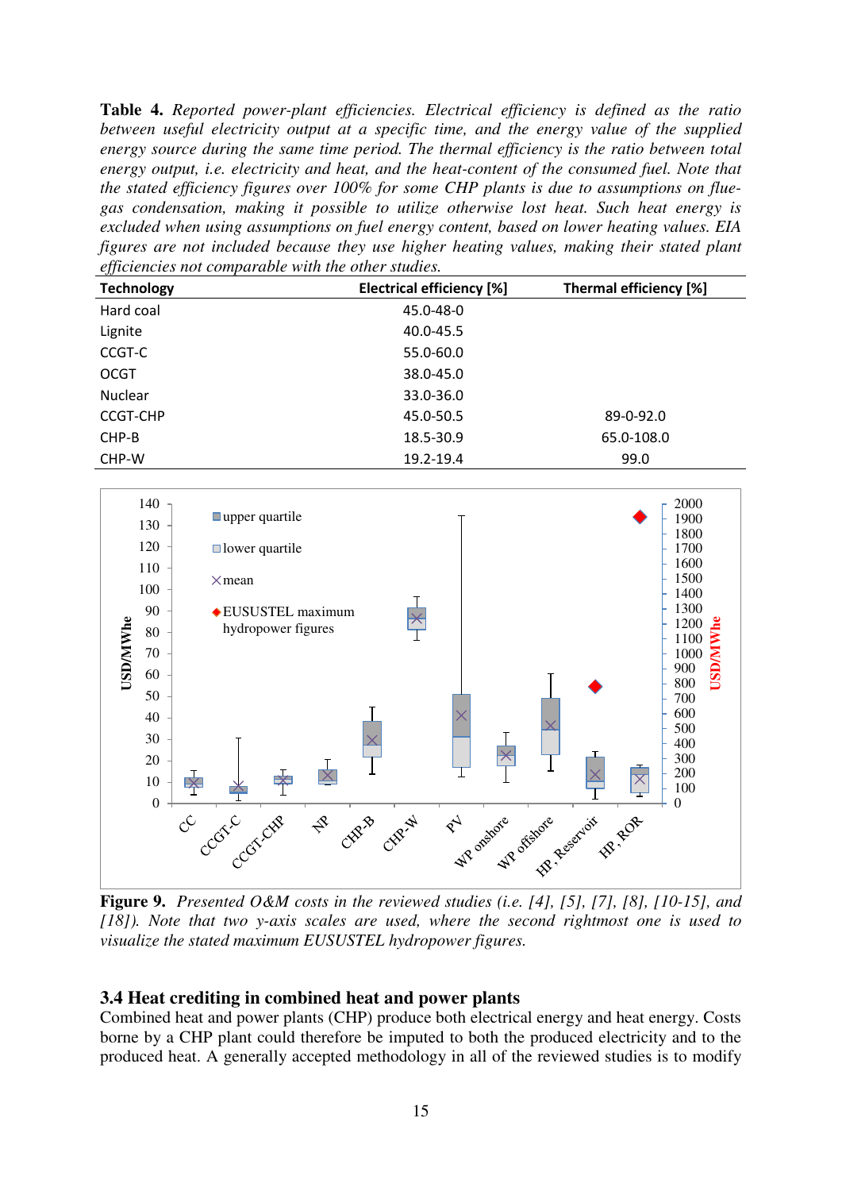**Table 4.** *Reported power-plant efficiencies. Electrical efficiency is defined as the ratio between useful electricity output at a specific time, and the energy value of the supplied energy source during the same time period. The thermal efficiency is the ratio between total energy output, i.e. electricity and heat, and the heat-content of the consumed fuel. Note that the stated efficiency figures over 100% for some CHP plants is due to assumptions on flue-gas condensation, making it possible to utilize otherwise lost heat. Such heat energy is excluded when using assumptions on fuel energy content, based on lower heating values. EIA figures are not included because they use higher heating values, making their stated plant efficiencies not comparable with the other studies.*

| Technology | Electrical efficiency [%] | Thermal efficiency [%] |
|---|---|---|
| Hard coal | 45.0-48-0 | |
| Lignite | 40.0-45.5 | |
| CCGT-C | 55.0-60.0 | |
| OCGT | 38.0-45.0 | |
| Nuclear | 33.0-36.0 | |
| CCGT-CHP | 45.0-50.5 | 89-0-92.0 |
| CHP-B | 18.5-30.9 | 65.0-108.0 |
| CHP-W | 19.2-19.4 | 99.0 |

**Figure 9.** *Presented O&M costs in the reviewed studies (i.e. [4], [5], [7], [8], [10-15], and [18]). Note that two y-axis scales are used, where the second rightmost one is used to visualize the stated maximum EUSUSTEL hydropower figures.*

## 3.4 Heat crediting in combined heat and power plants

Combined heat and power plants (CHP) produce both electrical energy and heat energy. Costs borne by a CHP plant could therefore be imputed to both the produced electricity and to the produced heat. A generally accepted methodology in all of the reviewed studies is to modify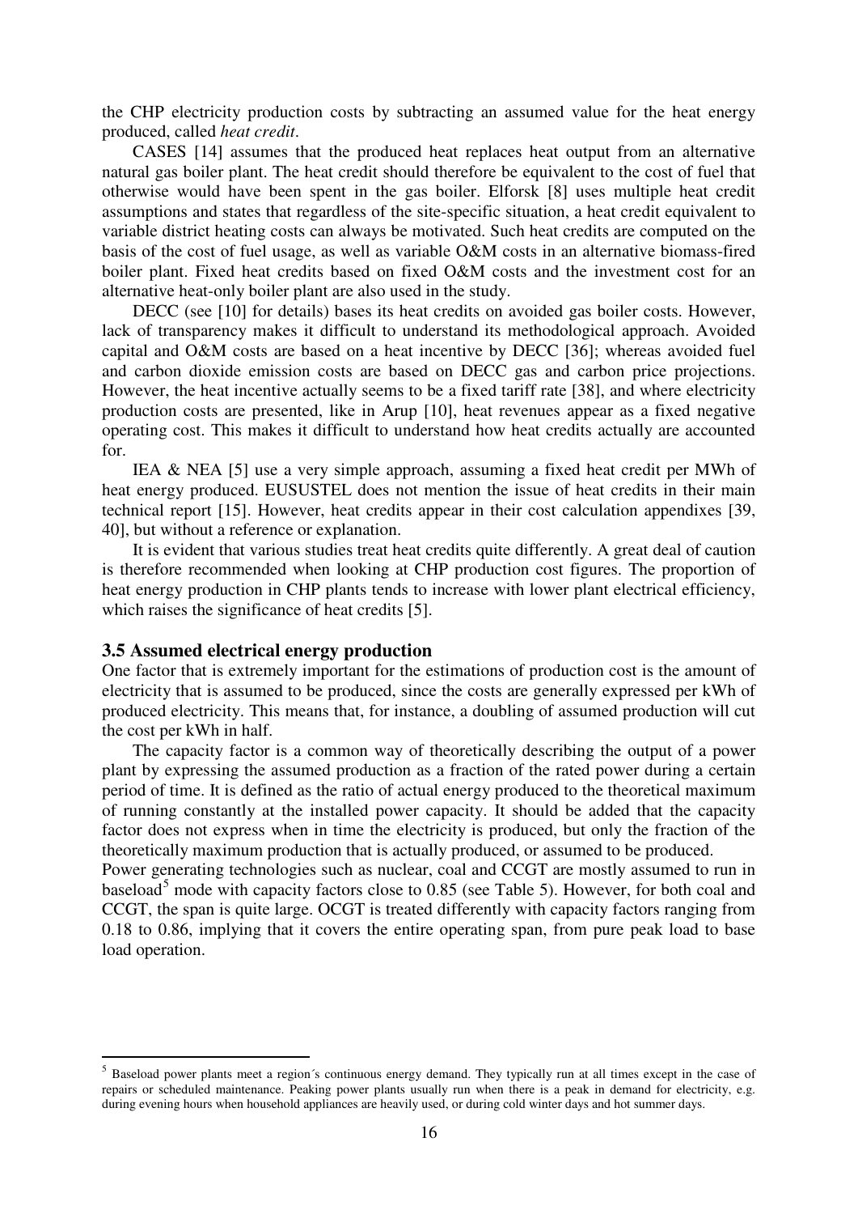the CHP electricity production costs by subtracting an assumed value for the heat energy produced, called *heat credit*.

CASES [14] assumes that the produced heat replaces heat output from an alternative natural gas boiler plant. The heat credit should therefore be equivalent to the cost of fuel that otherwise would have been spent in the gas boiler. Elforsk [8] uses multiple heat credit assumptions and states that regardless of the site-specific situation, a heat credit equivalent to variable district heating costs can always be motivated. Such heat credits are computed on the basis of the cost of fuel usage, as well as variable O&M costs in an alternative biomass-fired boiler plant. Fixed heat credits based on fixed O&M costs and the investment cost for an alternative heat-only boiler plant are also used in the study.

DECC (see [10] for details) bases its heat credits on avoided gas boiler costs. However, lack of transparency makes it difficult to understand its methodological approach. Avoided capital and O&M costs are based on a heat incentive by DECC [36]; whereas avoided fuel and carbon dioxide emission costs are based on DECC gas and carbon price projections. However, the heat incentive actually seems to be a fixed tariff rate [38], and where electricity production costs are presented, like in Arup [10], heat revenues appear as a fixed negative operating cost. This makes it difficult to understand how heat credits actually are accounted for.

IEA & NEA [5] use a very simple approach, assuming a fixed heat credit per MWh of heat energy produced. EUSUSTEL does not mention the issue of heat credits in their main technical report [15]. However, heat credits appear in their cost calculation appendixes [39, 40], but without a reference or explanation.

It is evident that various studies treat heat credits quite differently. A great deal of caution is therefore recommended when looking at CHP production cost figures. The proportion of heat energy production in CHP plants tends to increase with lower plant electrical efficiency, which raises the significance of heat credits [5].

### 3.5 Assumed electrical energy production

One factor that is extremely important for the estimations of production cost is the amount of electricity that is assumed to be produced, since the costs are generally expressed per kWh of produced electricity. This means that, for instance, a doubling of assumed production will cut the cost per kWh in half.

The capacity factor is a common way of theoretically describing the output of a power plant by expressing the assumed production as a fraction of the rated power during a certain period of time. It is defined as the ratio of actual energy produced to the theoretical maximum of running constantly at the installed power capacity. It should be added that the capacity factor does not express when in time the electricity is produced, but only the fraction of the theoretically maximum production that is actually produced, or assumed to be produced.

Power generating technologies such as nuclear, coal and CCGT are mostly assumed to run in baseload[5] mode with capacity factors close to 0.85 (see Table 5). However, for both coal and CCGT, the span is quite large. OCGT is treated differently with capacity factors ranging from 0.18 to 0.86, implying that it covers the entire operating span, from pure peak load to base load operation.

[5] Baseload power plants meet a region´s continuous energy demand. They typically run at all times except in the case of repairs or scheduled maintenance. Peaking power plants usually run when there is a peak in demand for electricity, e.g. during evening hours when household appliances are heavily used, or during cold winter days and hot summer days.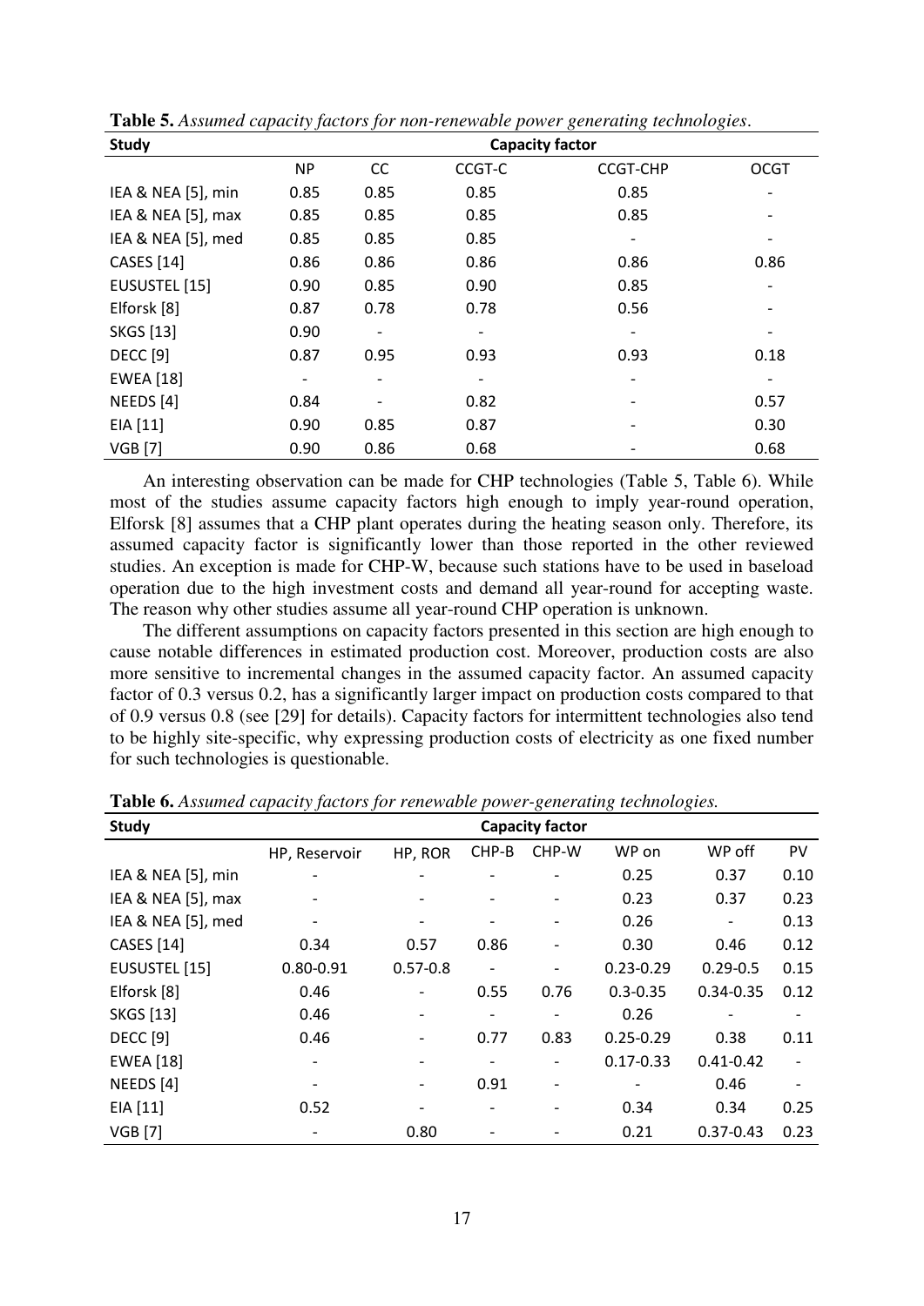**Table 5.** *Assumed capacity factors for non-renewable power generating technologies*.

| Study | Capacity factor | | | | |
|---|---|---|---|---|---|
| | NP | CC | CCGT-C | CCGT-CHP | OCGT |
| IEA & NEA [5], min | 0.85 | 0.85 | 0.85 | 0.85 | - |
| IEA & NEA [5], max | 0.85 | 0.85 | 0.85 | 0.85 | - |
| IEA & NEA [5], med | 0.85 | 0.85 | 0.85 | - | - |
| CASES [14] | 0.86 | 0.86 | 0.86 | 0.86 | 0.86 |
| EUSUSTEL [15] | 0.90 | 0.85 | 0.90 | 0.85 | - |
| Elforsk [8] | 0.87 | 0.78 | 0.78 | 0.56 | - |
| SKGS [13] | 0.90 | - | - | - | - |
| DECC [9] | 0.87 | 0.95 | 0.93 | 0.93 | 0.18 |
| EWEA [18] | - | - | - | - | - |
| NEEDS [4] | 0.84 | - | 0.82 | - | 0.57 |
| EIA [11] | 0.90 | 0.85 | 0.87 | - | 0.30 |
| VGB [7] | 0.90 | 0.86 | 0.68 | - | 0.68 |

An interesting observation can be made for CHP technologies (Table 5, Table 6). While most of the studies assume capacity factors high enough to imply year-round operation, Elforsk [8] assumes that a CHP plant operates during the heating season only. Therefore, its assumed capacity factor is significantly lower than those reported in the other reviewed studies. An exception is made for CHP-W, because such stations have to be used in baseload operation due to the high investment costs and demand all year-round for accepting waste. The reason why other studies assume all year-round CHP operation is unknown.

The different assumptions on capacity factors presented in this section are high enough to cause notable differences in estimated production cost. Moreover, production costs are also more sensitive to incremental changes in the assumed capacity factor. An assumed capacity factor of 0.3 versus 0.2, has a significantly larger impact on production costs compared to that of 0.9 versus 0.8 (see [29] for details). Capacity factors for intermittent technologies also tend to be highly site-specific, why expressing production costs of electricity as one fixed number for such technologies is questionable.

**Table 6.** *Assumed capacity factors for renewable power-generating technologies.*

| Study | Capacity factor | | | | | | |
|---|---|---|---|---|---|---|---|
| | HP, Reservoir | HP, ROR | CHP-B | CHP-W | WP on | WP off | PV |
| IEA & NEA [5], min | - | - | - | - | 0.25 | 0.37 | 0.10 |
| IEA & NEA [5], max | - | - | - | - | 0.23 | 0.37 | 0.23 |
| IEA & NEA [5], med | - | - | - | - | 0.26 | - | 0.13 |
| CASES [14] | 0.34 | 0.57 | 0.86 | - | 0.30 | 0.46 | 0.12 |
| EUSUSTEL [15] | 0.80-0.91 | 0.57-0.8 | - | - | 0.23-0.29 | 0.29-0.5 | 0.15 |
| Elforsk [8] | 0.46 | - | 0.55 | 0.76 | 0.3-0.35 | 0.34-0.35 | 0.12 |
| SKGS [13] | 0.46 | - | - | - | 0.26 | - | - |
| DECC [9] | 0.46 | - | 0.77 | 0.83 | 0.25-0.29 | 0.38 | 0.11 |
| EWEA [18] | - | - | - | - | 0.17-0.33 | 0.41-0.42 | - |
| NEEDS [4] | - | - | 0.91 | - | - | 0.46 | - |
| EIA [11] | 0.52 | - | - | - | 0.34 | 0.34 | 0.25 |
| VGB [7] | - | 0.80 | - | - | 0.21 | 0.37-0.43 | 0.23 |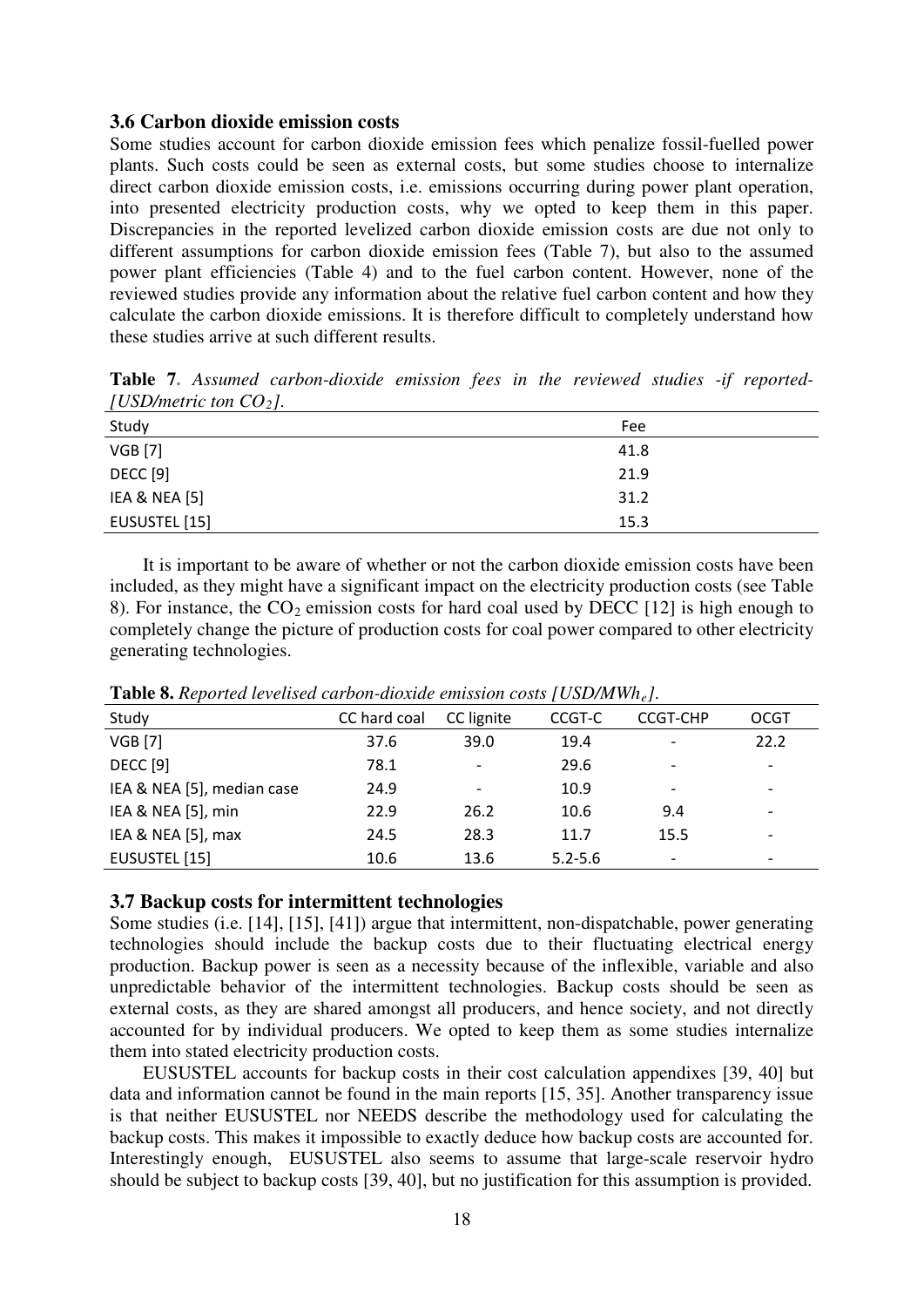### 3.6 Carbon dioxide emission costs

Some studies account for carbon dioxide emission fees which penalize fossil-fuelled power plants. Such costs could be seen as external costs, but some studies choose to internalize direct carbon dioxide emission costs, i.e. emissions occurring during power plant operation, into presented electricity production costs, why we opted to keep them in this paper. Discrepancies in the reported levelized carbon dioxide emission costs are due not only to different assumptions for carbon dioxide emission fees (Table 7), but also to the assumed power plant efficiencies (Table 4) and to the fuel carbon content. However, none of the reviewed studies provide any information about the relative fuel carbon content and how they calculate the carbon dioxide emissions. It is therefore difficult to completely understand how these studies arrive at such different results.

**Table 7.** *Assumed carbon-dioxide emission fees in the reviewed studies -if reported- [USD/metric ton $CO_2$].*

| Study | Fee |
|---|---|
| VGB [7] | 41.8 |
| DECC [9] | 21.9 |
| IEA & NEA [5] | 31.2 |
| EUSUSTEL [15] | 15.3 |

It is important to be aware of whether or not the carbon dioxide emission costs have been included, as they might have a significant impact on the electricity production costs (see Table 8). For instance, the $CO_2$ emission costs for hard coal used by DECC [12] is high enough to completely change the picture of production costs for coal power compared to other electricity generating technologies.

**Table 8.** *Reported levelised carbon-dioxide emission costs [USD/MWh$_e$].*

| Study | CC hard coal | CC lignite | CCGT-C | CCGT-CHP | OCGT |
|---|---|---|---|---|---|
| VGB [7] | 37.6 | 39.0 | 19.4 | - | 22.2 |
| DECC [9] | 78.1 | - | 29.6 | - | - |
| IEA & NEA [5], median case | 24.9 | - | 10.9 | - | - |
| IEA & NEA [5], min | 22.9 | 26.2 | 10.6 | 9.4 | - |
| IEA & NEA [5], max | 24.5 | 28.3 | 11.7 | 15.5 | - |
| EUSUSTEL [15] | 10.6 | 13.6 | 5.2-5.6 | - | - |

### 3.7 Backup costs for intermittent technologies

Some studies (i.e. [14], [15], [41]) argue that intermittent, non-dispatchable, power generating technologies should include the backup costs due to their fluctuating electrical energy production. Backup power is seen as a necessity because of the inflexible, variable and also unpredictable behavior of the intermittent technologies. Backup costs should be seen as external costs, as they are shared amongst all producers, and hence society, and not directly accounted for by individual producers. We opted to keep them as some studies internalize them into stated electricity production costs.

EUSUSTEL accounts for backup costs in their cost calculation appendixes [39, 40] but data and information cannot be found in the main reports [15, 35]. Another transparency issue is that neither EUSUSTEL nor NEEDS describe the methodology used for calculating the backup costs. This makes it impossible to exactly deduce how backup costs are accounted for. Interestingly enough, EUSUSTEL also seems to assume that large-scale reservoir hydro should be subject to backup costs [39, 40], but no justification for this assumption is provided.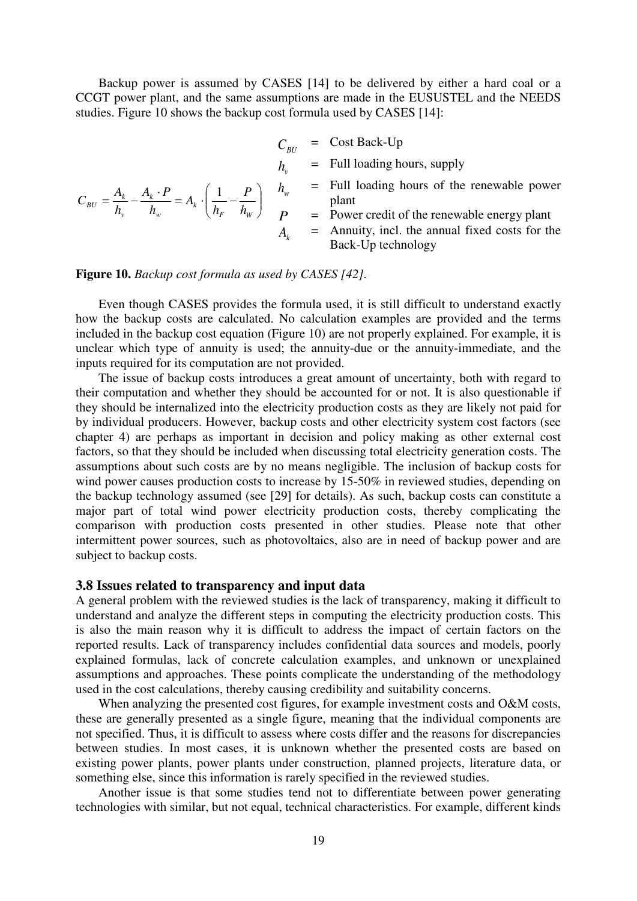Backup power is assumed by CASES [14] to be delivered by either a hard coal or a CCGT power plant, and the same assumptions are made in the EUSUSTEL and the NEEDS studies. Figure 10 shows the backup cost formula used by CASES [14]:

$$C_{BU} = \frac{A_k}{h_v} - \frac{A_k \cdot P}{h_w} = A_k \cdot \left( \frac{1}{h_F} - \frac{P}{h_W} \right)$$

$C_{BU}$ = Cost Back-Up
$h_v$ = Full loading hours, supply
$h_w$ = Full loading hours of the renewable power plant
$P$ = Power credit of the renewable energy plant
$A_k$ = Annuity, incl. the annual fixed costs for the Back-Up technology

**Figure 10.** *Backup cost formula as used by CASES [42].*

Even though CASES provides the formula used, it is still difficult to understand exactly how the backup costs are calculated. No calculation examples are provided and the terms included in the backup cost equation (Figure 10) are not properly explained. For example, it is unclear which type of annuity is used; the annuity-due or the annuity-immediate, and the inputs required for its computation are not provided.

The issue of backup costs introduces a great amount of uncertainty, both with regard to their computation and whether they should be accounted for or not. It is also questionable if they should be internalized into the electricity production costs as they are likely not paid for by individual producers. However, backup costs and other electricity system cost factors (see chapter 4) are perhaps as important in decision and policy making as other external cost factors, so that they should be included when discussing total electricity generation costs. The assumptions about such costs are by no means negligible. The inclusion of backup costs for wind power causes production costs to increase by 15-50% in reviewed studies, depending on the backup technology assumed (see [29] for details). As such, backup costs can constitute a major part of total wind power electricity production costs, thereby complicating the comparison with production costs presented in other studies. Please note that other intermittent power sources, such as photovoltaics, also are in need of backup power and are subject to backup costs.

### 3.8 Issues related to transparency and input data

A general problem with the reviewed studies is the lack of transparency, making it difficult to understand and analyze the different steps in computing the electricity production costs. This is also the main reason why it is difficult to address the impact of certain factors on the reported results. Lack of transparency includes confidential data sources and models, poorly explained formulas, lack of concrete calculation examples, and unknown or unexplained assumptions and approaches. These points complicate the understanding of the methodology used in the cost calculations, thereby causing credibility and suitability concerns.

When analyzing the presented cost figures, for example investment costs and O&M costs, these are generally presented as a single figure, meaning that the individual components are not specified. Thus, it is difficult to assess where costs differ and the reasons for discrepancies between studies. In most cases, it is unknown whether the presented costs are based on existing power plants, power plants under construction, planned projects, literature data, or something else, since this information is rarely specified in the reviewed studies.

Another issue is that some studies tend not to differentiate between power generating technologies with similar, but not equal, technical characteristics. For example, different kinds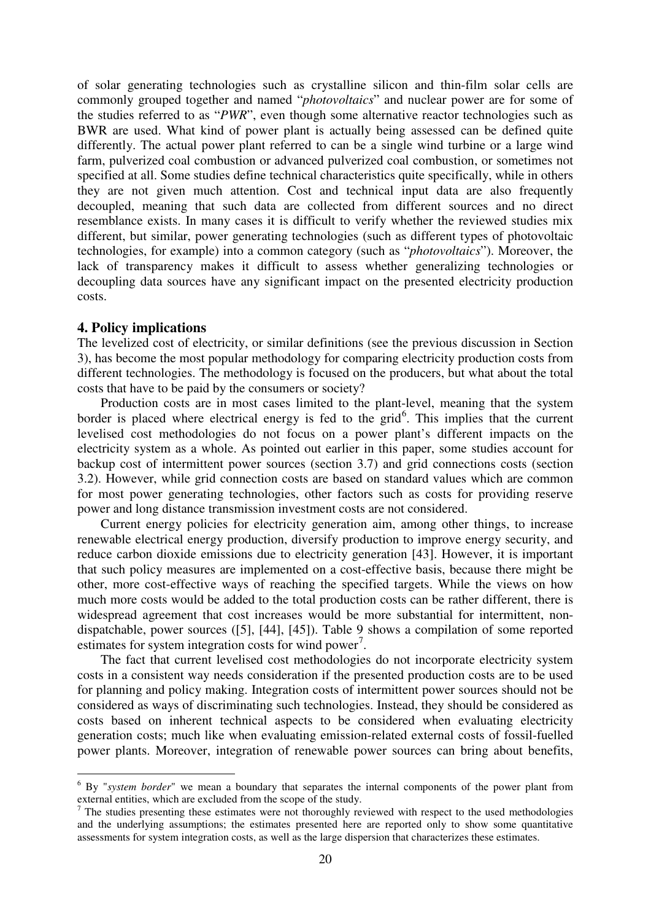of solar generating technologies such as crystalline silicon and thin-film solar cells are commonly grouped together and named "*photovoltaics*" and nuclear power are for some of the studies referred to as "*PWR*", even though some alternative reactor technologies such as BWR are used. What kind of power plant is actually being assessed can be defined quite differently. The actual power plant referred to can be a single wind turbine or a large wind farm, pulverized coal combustion or advanced pulverized coal combustion, or sometimes not specified at all. Some studies define technical characteristics quite specifically, while in others they are not given much attention. Cost and technical input data are also frequently decoupled, meaning that such data are collected from different sources and no direct resemblance exists. In many cases it is difficult to verify whether the reviewed studies mix different, but similar, power generating technologies (such as different types of photovoltaic technologies, for example) into a common category (such as "*photovoltaics*"). Moreover, the lack of transparency makes it difficult to assess whether generalizing technologies or decoupling data sources have any significant impact on the presented electricity production costs.

## 4. Policy implications

The levelized cost of electricity, or similar definitions (see the previous discussion in Section 3), has become the most popular methodology for comparing electricity production costs from different technologies. The methodology is focused on the producers, but what about the total costs that have to be paid by the consumers or society?

Production costs are in most cases limited to the plant-level, meaning that the system border is placed where electrical energy is fed to the grid[6]. This implies that the current levelised cost methodologies do not focus on a power plant's different impacts on the electricity system as a whole. As pointed out earlier in this paper, some studies account for backup cost of intermittent power sources (section 3.7) and grid connections costs (section 3.2). However, while grid connection costs are based on standard values which are common for most power generating technologies, other factors such as costs for providing reserve power and long distance transmission investment costs are not considered.

Current energy policies for electricity generation aim, among other things, to increase renewable electrical energy production, diversify production to improve energy security, and reduce carbon dioxide emissions due to electricity generation [43]. However, it is important that such policy measures are implemented on a cost-effective basis, because there might be other, more cost-effective ways of reaching the specified targets. While the views on how much more costs would be added to the total production costs can be rather different, there is widespread agreement that cost increases would be more substantial for intermittent, non-dispatchable, power sources ([5], [44], [45]). Table 9 shows a compilation of some reported estimates for system integration costs for wind power[7].

The fact that current levelised cost methodologies do not incorporate electricity system costs in a consistent way needs consideration if the presented production costs are to be used for planning and policy making. Integration costs of intermittent power sources should not be considered as ways of discriminating such technologies. Instead, they should be considered as costs based on inherent technical aspects to be considered when evaluating electricity generation costs; much like when evaluating emission-related external costs of fossil-fuelled power plants. Moreover, integration of renewable power sources can bring about benefits,

[6] By "*system border*" we mean a boundary that separates the internal components of the power plant from external entities, which are excluded from the scope of the study.

[7] The studies presenting these estimates were not thoroughly reviewed with respect to the used methodologies and the underlying assumptions; the estimates presented here are reported only to show some quantitative assessments for system integration costs, as well as the large dispersion that characterizes these estimates.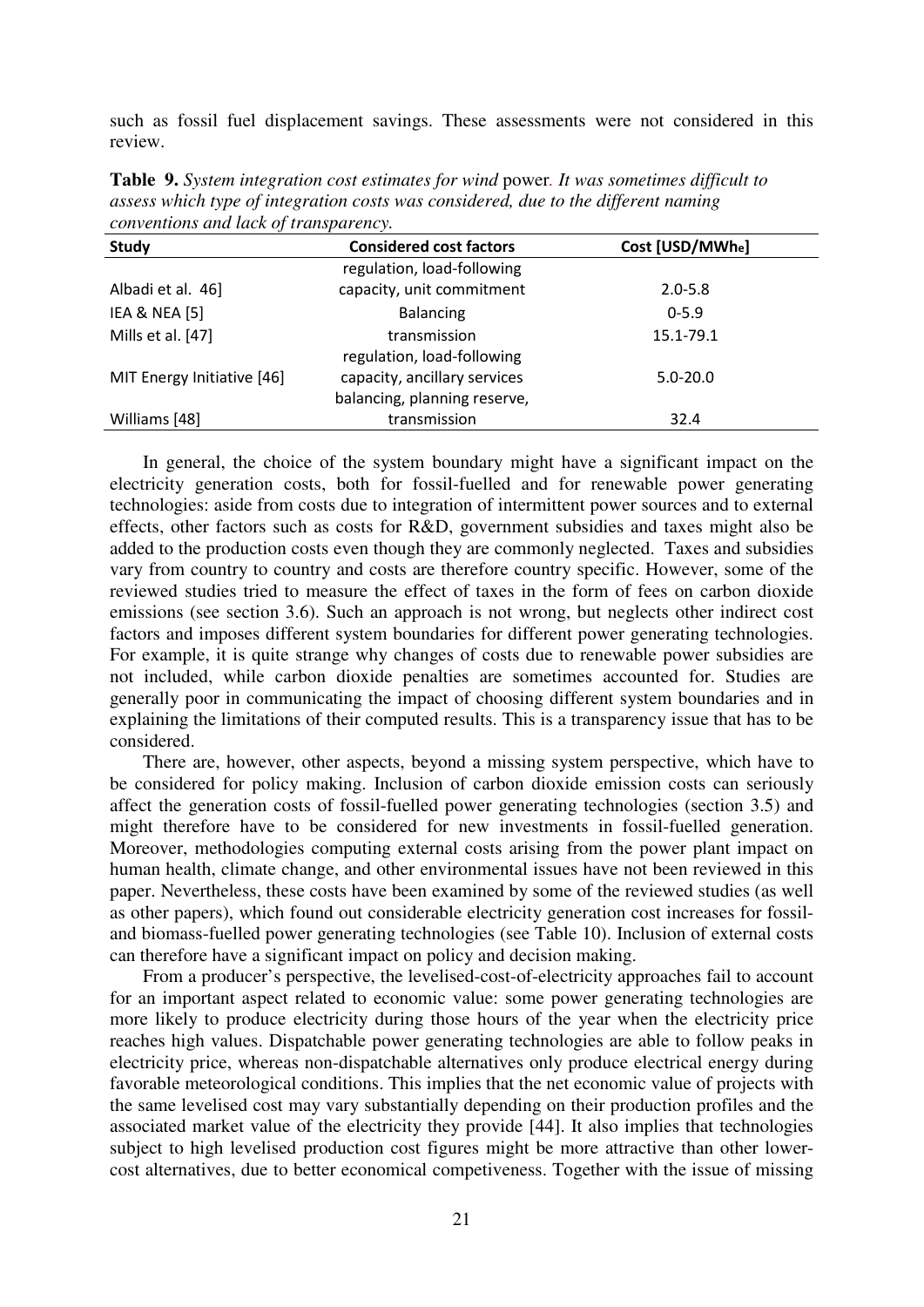such as fossil fuel displacement savings. These assessments were not considered in this review.

**Table 9.** *System integration cost estimates for wind* power*. It was sometimes difficult to assess which type of integration costs was considered, due to the different naming conventions and lack of transparency.*

| Study | Considered cost factors | Cost [USD/MWh$_e$] |
|---|---|---|
| Albadi et al. 46] | regulation, load-following capacity, unit commitment | 2.0-5.8 |
| IEA & NEA [5] | Balancing | 0-5.9 |
| Mills et al. [47] | transmission | 15.1-79.1 |
| MIT Energy Initiative [46] | regulation, load-following capacity, ancillary services | 5.0-20.0 |
| Williams [48] | balancing, planning reserve, transmission | 32.4 |

In general, the choice of the system boundary might have a significant impact on the electricity generation costs, both for fossil-fuelled and for renewable power generating technologies: aside from costs due to integration of intermittent power sources and to external effects, other factors such as costs for R&D, government subsidies and taxes might also be added to the production costs even though they are commonly neglected. Taxes and subsidies vary from country to country and costs are therefore country specific. However, some of the reviewed studies tried to measure the effect of taxes in the form of fees on carbon dioxide emissions (see section 3.6). Such an approach is not wrong, but neglects other indirect cost factors and imposes different system boundaries for different power generating technologies. For example, it is quite strange why changes of costs due to renewable power subsidies are not included, while carbon dioxide penalties are sometimes accounted for. Studies are generally poor in communicating the impact of choosing different system boundaries and in explaining the limitations of their computed results. This is a transparency issue that has to be considered.

There are, however, other aspects, beyond a missing system perspective, which have to be considered for policy making. Inclusion of carbon dioxide emission costs can seriously affect the generation costs of fossil-fuelled power generating technologies (section 3.5) and might therefore have to be considered for new investments in fossil-fuelled generation. Moreover, methodologies computing external costs arising from the power plant impact on human health, climate change, and other environmental issues have not been reviewed in this paper. Nevertheless, these costs have been examined by some of the reviewed studies (as well as other papers), which found out considerable electricity generation cost increases for fossil- and biomass-fuelled power generating technologies (see Table 10). Inclusion of external costs can therefore have a significant impact on policy and decision making.

From a producer's perspective, the levelised-cost-of-electricity approaches fail to account for an important aspect related to economic value: some power generating technologies are more likely to produce electricity during those hours of the year when the electricity price reaches high values. Dispatchable power generating technologies are able to follow peaks in electricity price, whereas non-dispatchable alternatives only produce electrical energy during favorable meteorological conditions. This implies that the net economic value of projects with the same levelised cost may vary substantially depending on their production profiles and the associated market value of the electricity they provide [44]. It also implies that technologies subject to high levelised production cost figures might be more attractive than other lower-cost alternatives, due to better economical competitiveness. Together with the issue of missing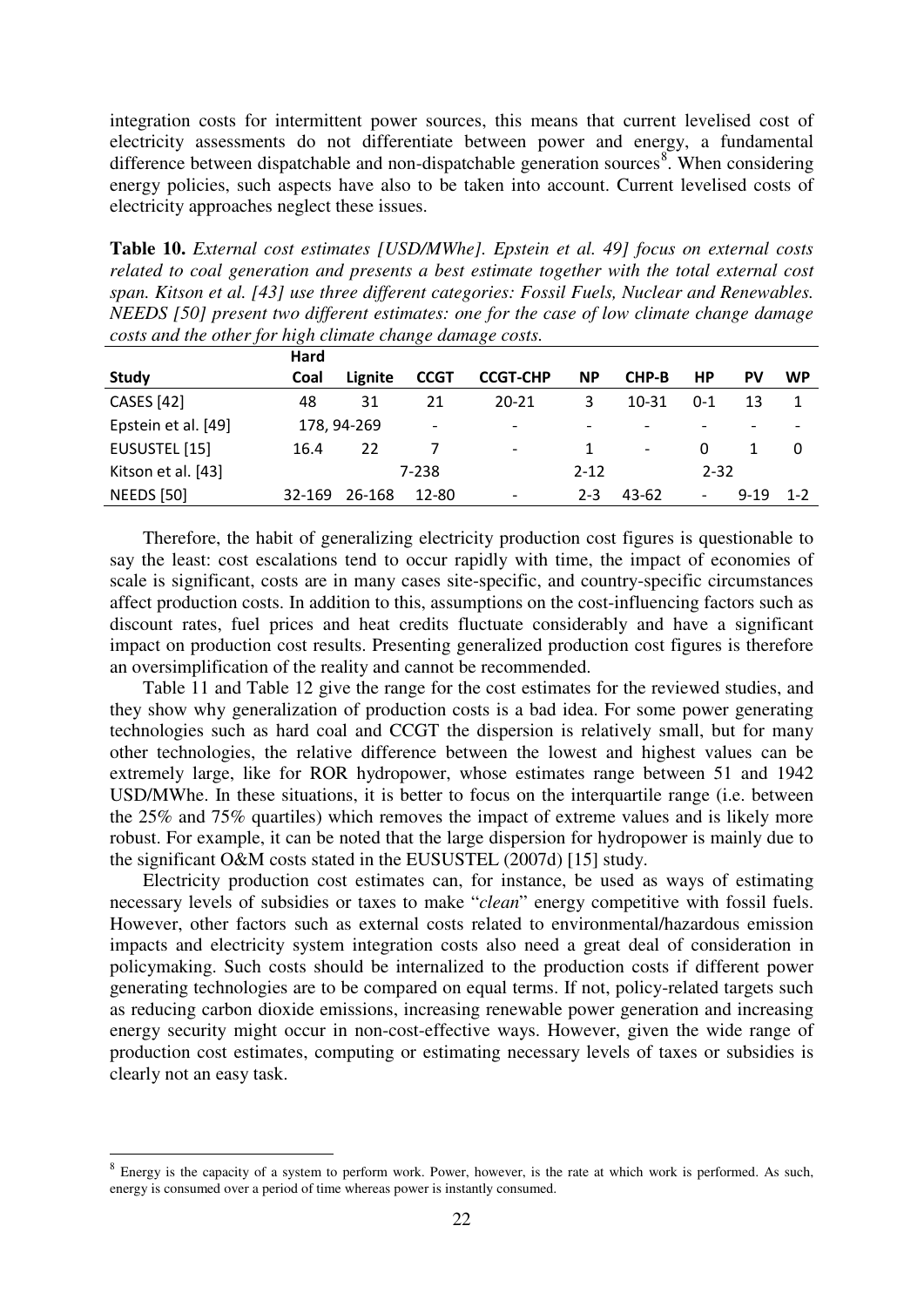integration costs for intermittent power sources, this means that current levelised cost of electricity assessments do not differentiate between power and energy, a fundamental difference between dispatchable and non-dispatchable generation sources[8]. When considering energy policies, such aspects have also to be taken into account. Current levelised costs of electricity approaches neglect these issues.

**Table 10.** *External cost estimates [USD/MWhe]. Epstein et al. 49] focus on external costs related to coal generation and presents a best estimate together with the total external cost span. Kitson et al. [43] use three different categories: Fossil Fuels, Nuclear and Renewables. NEEDS [50] present two different estimates: one for the case of low climate change damage costs and the other for high climate change damage costs.*

| Study | Hard Coal | Lignite | CCGT | CCGT-CHP | NP | CHP-B | HP | PV | WP |
|---|---|---|---|---|---|---|---|---|---|
| CASES [42] | 48 | 31 | 21 | 20-21 | 3 | 10-31 | 0-1 | 13 | 1 |
| Epstein et al. [49] | 178, 94-269 | | - | - | - | - | - | - | - |
| EUSUSTEL [15] | 16.4 | 22 | 7 | - | 1 | - | 0 | 1 | 0 |
| Kitson et al. [43] | | | 7-238 | | 2-12 | | 2-32 | | |
| NEEDS [50] | 32-169 | 26-168 | 12-80 | - | 2-3 | 43-62 | - | 9-19 | 1-2 |

Therefore, the habit of generalizing electricity production cost figures is questionable to say the least: cost escalations tend to occur rapidly with time, the impact of economies of scale is significant, costs are in many cases site-specific, and country-specific circumstances affect production costs. In addition to this, assumptions on the cost-influencing factors such as discount rates, fuel prices and heat credits fluctuate considerably and have a significant impact on production cost results. Presenting generalized production cost figures is therefore an oversimplification of the reality and cannot be recommended.

Table 11 and Table 12 give the range for the cost estimates for the reviewed studies, and they show why generalization of production costs is a bad idea. For some power generating technologies such as hard coal and CCGT the dispersion is relatively small, but for many other technologies, the relative difference between the lowest and highest values can be extremely large, like for ROR hydropower, whose estimates range between 51 and 1942 USD/MWhe. In these situations, it is better to focus on the interquartile range (i.e. between the 25% and 75% quartiles) which removes the impact of extreme values and is likely more robust. For example, it can be noted that the large dispersion for hydropower is mainly due to the significant O&M costs stated in the EUSUSTEL (2007d) [15] study.

Electricity production cost estimates can, for instance, be used as ways of estimating necessary levels of subsidies or taxes to make "*clean*" energy competitive with fossil fuels. However, other factors such as external costs related to environmental/hazardous emission impacts and electricity system integration costs also need a great deal of consideration in policymaking. Such costs should be internalized to the production costs if different power generating technologies are to be compared on equal terms. If not, policy-related targets such as reducing carbon dioxide emissions, increasing renewable power generation and increasing energy security might occur in non-cost-effective ways. However, given the wide range of production cost estimates, computing or estimating necessary levels of taxes or subsidies is clearly not an easy task.

[8] Energy is the capacity of a system to perform work. Power, however, is the rate at which work is performed. As such, energy is consumed over a period of time whereas power is instantly consumed.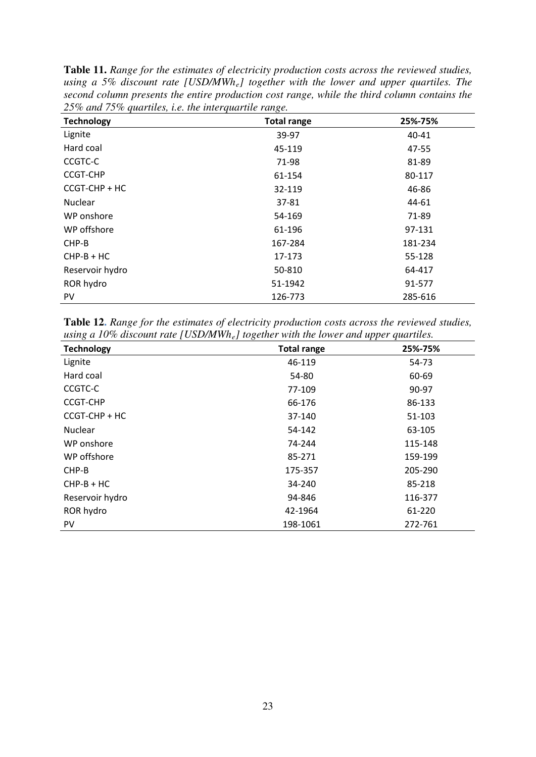**Table 11.** *Range for the estimates of electricity production costs across the reviewed studies, using a 5% discount rate [USD/MWh$_e$] together with the lower and upper quartiles. The second column presents the entire production cost range, while the third column contains the 25% and 75% quartiles, i.e. the interquartile range.*

| Technology | Total range | 25%-75% |
|---|---|---|
| Lignite | 39-97 | 40-41 |
| Hard coal | 45-119 | 47-55 |
| CCGTC-C | 71-98 | 81-89 |
| CCGT-CHP | 61-154 | 80-117 |
| CCGT-CHP + HC | 32-119 | 46-86 |
| Nuclear | 37-81 | 44-61 |
| WP onshore | 54-169 | 71-89 |
| WP offshore | 61-196 | 97-131 |
| CHP-B | 167-284 | 181-234 |
| CHP-B + HC | 17-173 | 55-128 |
| Reservoir hydro | 50-810 | 64-417 |
| ROR hydro | 51-1942 | 91-577 |
| PV | 126-773 | 285-616 |

**Table 12**. *Range for the estimates of electricity production costs across the reviewed studies, using a 10% discount rate [USD/MWh$_e$] together with the lower and upper quartiles.*

| Technology | Total range | 25%-75% |
|---|---|---|
| Lignite | 46-119 | 54-73 |
| Hard coal | 54-80 | 60-69 |
| CCGTC-C | 77-109 | 90-97 |
| CCGT-CHP | 66-176 | 86-133 |
| CCGT-CHP + HC | 37-140 | 51-103 |
| Nuclear | 54-142 | 63-105 |
| WP onshore | 74-244 | 115-148 |
| WP offshore | 85-271 | 159-199 |
| CHP-B | 175-357 | 205-290 |
| CHP-B + HC | 34-240 | 85-218 |
| Reservoir hydro | 94-846 | 116-377 |
| ROR hydro | 42-1964 | 61-220 |
| PV | 198-1061 | 272-761 |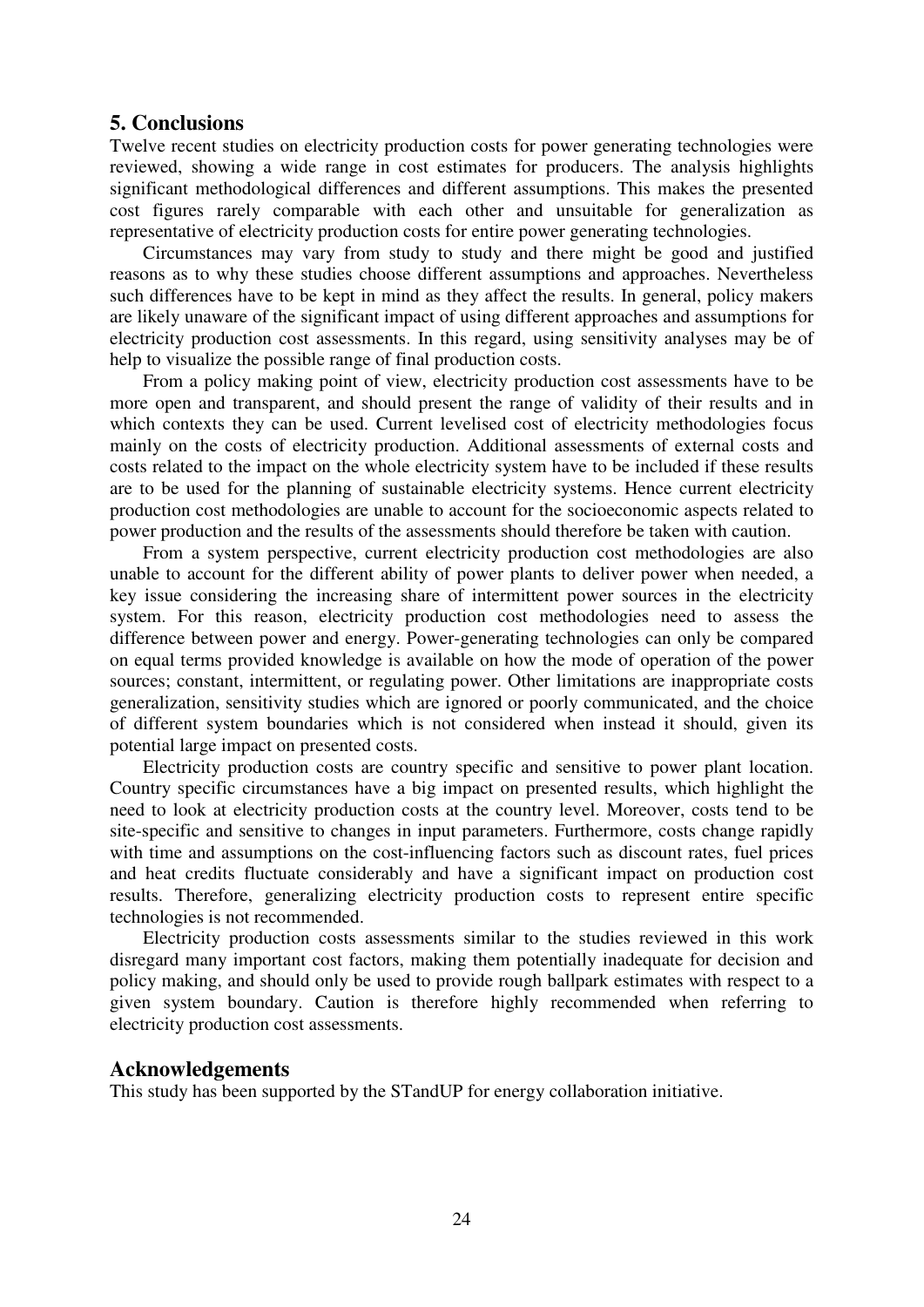## 5. Conclusions

Twelve recent studies on electricity production costs for power generating technologies were reviewed, showing a wide range in cost estimates for producers. The analysis highlights significant methodological differences and different assumptions. This makes the presented cost figures rarely comparable with each other and unsuitable for generalization as representative of electricity production costs for entire power generating technologies.

Circumstances may vary from study to study and there might be good and justified reasons as to why these studies choose different assumptions and approaches. Nevertheless such differences have to be kept in mind as they affect the results. In general, policy makers are likely unaware of the significant impact of using different approaches and assumptions for electricity production cost assessments. In this regard, using sensitivity analyses may be of help to visualize the possible range of final production costs.

From a policy making point of view, electricity production cost assessments have to be more open and transparent, and should present the range of validity of their results and in which contexts they can be used. Current levelised cost of electricity methodologies focus mainly on the costs of electricity production. Additional assessments of external costs and costs related to the impact on the whole electricity system have to be included if these results are to be used for the planning of sustainable electricity systems. Hence current electricity production cost methodologies are unable to account for the socioeconomic aspects related to power production and the results of the assessments should therefore be taken with caution.

From a system perspective, current electricity production cost methodologies are also unable to account for the different ability of power plants to deliver power when needed, a key issue considering the increasing share of intermittent power sources in the electricity system. For this reason, electricity production cost methodologies need to assess the difference between power and energy. Power-generating technologies can only be compared on equal terms provided knowledge is available on how the mode of operation of the power sources; constant, intermittent, or regulating power. Other limitations are inappropriate costs generalization, sensitivity studies which are ignored or poorly communicated, and the choice of different system boundaries which is not considered when instead it should, given its potential large impact on presented costs.

Electricity production costs are country specific and sensitive to power plant location. Country specific circumstances have a big impact on presented results, which highlight the need to look at electricity production costs at the country level. Moreover, costs tend to be site-specific and sensitive to changes in input parameters. Furthermore, costs change rapidly with time and assumptions on the cost-influencing factors such as discount rates, fuel prices and heat credits fluctuate considerably and have a significant impact on production cost results. Therefore, generalizing electricity production costs to represent entire specific technologies is not recommended.

Electricity production costs assessments similar to the studies reviewed in this work disregard many important cost factors, making them potentially inadequate for decision and policy making, and should only be used to provide rough ballpark estimates with respect to a given system boundary. Caution is therefore highly recommended when referring to electricity production cost assessments.

## Acknowledgements

This study has been supported by the STandUP for energy collaboration initiative.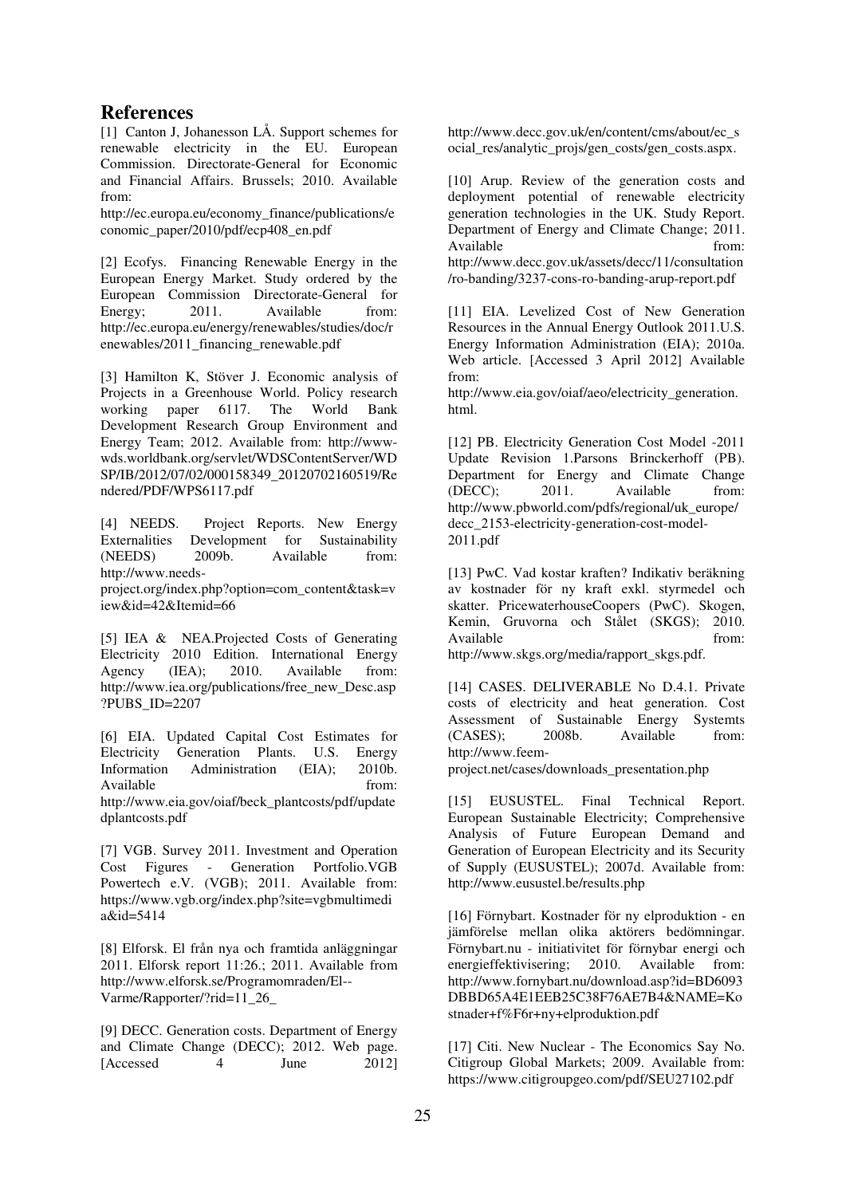# References

[1] Canton J, Johanesson LÅ. Support schemes for renewable electricity in the EU. European Commission. Directorate-General for Economic and Financial Affairs. Brussels; 2010. Available from: http://ec.europa.eu/economy_finance/publications/economic_paper/2010/pdf/ecp408_en.pdf

[2] Ecofys. Financing Renewable Energy in the European Energy Market. Study ordered by the European Commission Directorate-General for Energy; 2011. Available from: http://ec.europa.eu/energy/renewables/studies/doc/renewables/2011_financing_renewable.pdf

[3] Hamilton K, Stöver J. Economic analysis of Projects in a Greenhouse World. Policy research working paper 6117. The World Bank Development Research Group Environment and Energy Team; 2012. Available from: http://www-wds.worldbank.org/servlet/WDSContentServer/WDSP/IB/2012/07/02/000158349_20120702160519/Rendered/PDF/WPS6117.pdf

[4] NEEDS. Project Reports. New Energy Externalities Development for Sustainability (NEEDS) 2009b. Available from: http://www.needs-project.org/index.php?option=com_content&task=view&id=42&Itemid=66

[5] IEA & NEA.Projected Costs of Generating Electricity 2010 Edition. International Energy Agency (IEA); 2010. Available from: http://www.iea.org/publications/free_new_Desc.asp?PUBS_ID=2207

[6] EIA. Updated Capital Cost Estimates for Electricity Generation Plants. U.S. Energy Information Administration (EIA); 2010b. Available from: http://www.eia.gov/oiaf/beck_plantcosts/pdf/updatedplantcosts.pdf

[7] VGB. Survey 2011. Investment and Operation Cost Figures - Generation Portfolio.VGB Powertech e.V. (VGB); 2011. Available from: https://www.vgb.org/index.php?site=vgbmultimedia&id=5414

[8] Elforsk. El från nya och framtida anläggningar 2011. Elforsk report 11:26.; 2011. Available from http://www.elforsk.se/Programomraden/El--Varme/Rapporter/?rid=11_26_

[9] DECC. Generation costs. Department of Energy and Climate Change (DECC); 2012. Web page. [Accessed 4 June 2012] http://www.decc.gov.uk/en/content/cms/about/ec_social_res/analytic_projs/gen_costs/gen_costs.aspx.

[10] Arup. Review of the generation costs and deployment potential of renewable electricity generation technologies in the UK. Study Report. Department of Energy and Climate Change; 2011. Available from: http://www.decc.gov.uk/assets/decc/11/consultation/ro-banding/3237-cons-ro-banding-arup-report.pdf

[11] EIA. Levelized Cost of New Generation Resources in the Annual Energy Outlook 2011.U.S. Energy Information Administration (EIA); 2010a. Web article. [Accessed 3 April 2012] Available from: http://www.eia.gov/oiaf/aeo/electricity_generation.html.

[12] PB. Electricity Generation Cost Model -2011 Update Revision 1.Parsons Brinckerhoff (PB). Department for Energy and Climate Change (DECC); 2011. Available from: http://www.pbworld.com/pdfs/regional/uk_europe/decc_2153-electricity-generation-cost-model-2011.pdf

[13] PwC. Vad kostar kraften? Indikativ beräkning av kostnader för ny kraft exkl. styrmedel och skatter. PricewaterhouseCoopers (PwC). Skogen, Kemin, Gruvorna och Stålet (SKGS); 2010. Available from: http://www.skgs.org/media/rapport_skgs.pdf.

[14] CASES. DELIVERABLE No D.4.1. Private costs of electricity and heat generation. Cost Assessment of Sustainable Energy Systemts (CASES); 2008b. Available from: http://www.feem-project.net/cases/downloads_presentation.php

[15] EUSUSTEL. Final Technical Report. European Sustainable Electricity; Comprehensive Analysis of Future European Demand and Generation of European Electricity and its Security of Supply (EUSUSTEL); 2007d. Available from: http://www.eusustel.be/results.php

[16] Förnybart. Kostnader för ny elproduktion - en jämförelse mellan olika aktörers bedömningar. Förnybart.nu - initiativitet för förnybar energi och energieffektivisering; 2010. Available from: http://www.fornybart.nu/download.asp?id=BD6093DBBD65A4E1EEB25C38F76AE7B4&NAME=Kostnader+f%F6r+ny+elproduktion.pdf

[17] Citi. New Nuclear - The Economics Say No. Citigroup Global Markets; 2009. Available from: https://www.citigroupgeo.com/pdf/SEU27102.pdf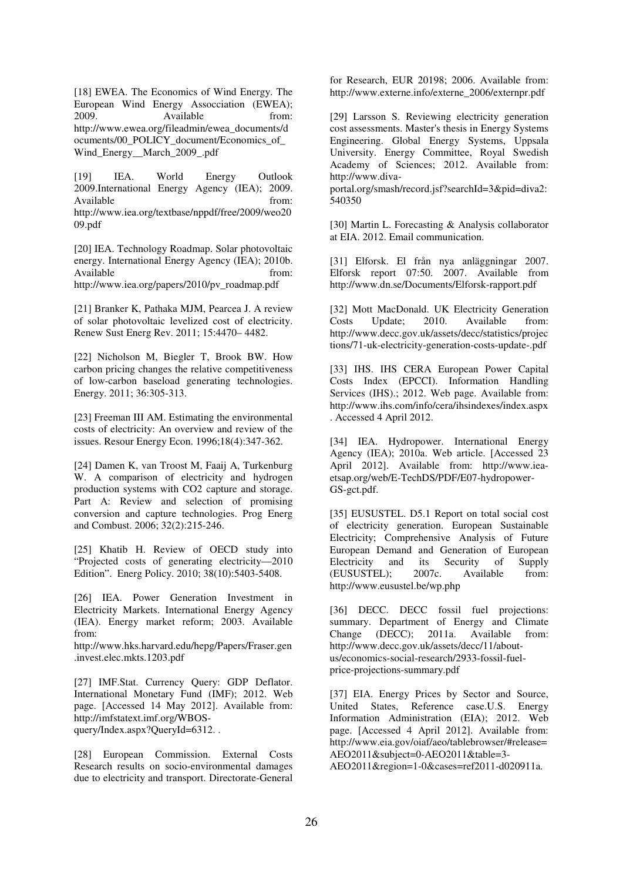[18] EWEA. The Economics of Wind Energy. The European Wind Energy Assocciation (EWEA); 2009. Available from: http://www.ewea.org/fileadmin/ewea_documents/documents/00_POLICY_document/Economics_of_Wind_Energy__March_2009_.pdf

[19] IEA. World Energy Outlook 2009.International Energy Agency (IEA); 2009. Available from: http://www.iea.org/textbase/nppdf/free/2009/weo2009.pdf

[20] IEA. Technology Roadmap. Solar photovoltaic energy. International Energy Agency (IEA); 2010b. Available from: http://www.iea.org/papers/2010/pv_roadmap.pdf

[21] Branker K, Pathaka MJM, Pearcea J. A review of solar photovoltaic levelized cost of electricity. Renew Sust Energ Rev. 2011; 15:4470– 4482.

[22] Nicholson M, Biegler T, Brook BW. How carbon pricing changes the relative competitiveness of low-carbon baseload generating technologies. Energy. 2011; 36:305-313.

[23] Freeman III AM. Estimating the environmental costs of electricity: An overview and review of the issues. Resour Energy Econ. 1996;18(4):347-362.

[24] Damen K, van Troost M, Faaij A, Turkenburg W. A comparison of electricity and hydrogen production systems with CO2 capture and storage. Part A: Review and selection of promising conversion and capture technologies. Prog Energ and Combust. 2006; 32(2):215-246.

[25] Khatib H. Review of OECD study into "Projected costs of generating electricity—2010 Edition". Energ Policy. 2010; 38(10):5403-5408.

[26] IEA. Power Generation Investment in Electricity Markets. International Energy Agency (IEA). Energy market reform; 2003. Available from: http://www.hks.harvard.edu/hepg/Papers/Fraser.gen.invest.elec.mkts.1203.pdf

[27] IMF.Stat. Currency Query: GDP Deflator. International Monetary Fund (IMF); 2012. Web page. [Accessed 14 May 2012]. Available from: http://imfstatext.imf.org/WBOS-query/Index.aspx?QueryId=6312. .

[28] European Commission. External Costs Research results on socio-environmental damages due to electricity and transport. Directorate-General for Research, EUR 20198; 2006. Available from: http://www.externe.info/externe_2006/externpr.pdf

[29] Larsson S. Reviewing electricity generation cost assessments. Master's thesis in Energy Systems Engineering. Global Energy Systems, Uppsala University. Energy Committee, Royal Swedish Academy of Sciences; 2012. Available from: http://www.diva-portal.org/smash/record.jsf?searchId=3&pid=diva2:540350

[30] Martin L. Forecasting & Analysis collaborator at EIA. 2012. Email communication.

[31] Elforsk. El från nya anläggningar 2007. Elforsk report 07:50. 2007. Available from http://www.dn.se/Documents/Elforsk-rapport.pdf

[32] Mott MacDonald. UK Electricity Generation Costs Update; 2010. Available from: http://www.decc.gov.uk/assets/decc/statistics/projections/71-uk-electricity-generation-costs-update-.pdf

[33] IHS. IHS CERA European Power Capital Costs Index (EPCCI). Information Handling Services (IHS).; 2012. Web page. Available from: http://www.ihs.com/info/cera/ihsindexes/index.aspx . Accessed 4 April 2012.

[34] IEA. Hydropower. International Energy Agency (IEA); 2010a. Web article. [Accessed 23 April 2012]. Available from: http://www.iea-etsap.org/web/E-TechDS/PDF/E07-hydropower-GS-gct.pdf.

[35] EUSUSTEL. D5.1 Report on total social cost of electricity generation. European Sustainable Electricity; Comprehensive Analysis of Future European Demand and Generation of European Electricity and its Security of Supply (EUSUSTEL); 2007c. Available from: http://www.eusustel.be/wp.php

[36] DECC. DECC fossil fuel projections: summary. Department of Energy and Climate Change (DECC); 2011a. Available from: http://www.decc.gov.uk/assets/decc/11/about-us/economics-social-research/2933-fossil-fuel-price-projections-summary.pdf

[37] EIA. Energy Prices by Sector and Source, United States, Reference case.U.S. Energy Information Administration (EIA); 2012. Web page. [Accessed 4 April 2012]. Available from: http://www.eia.gov/oiaf/aeo/tablebrowser/#release=AEO2011&subject=0-AEO2011&table=3-AEO2011&region=1-0&cases=ref2011-d020911a.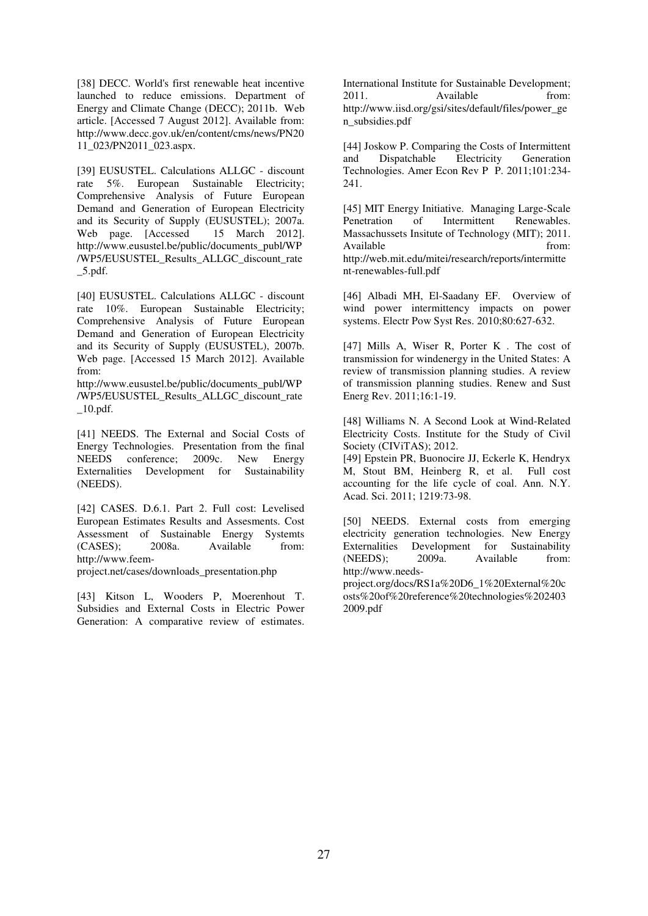[38] DECC. World's first renewable heat incentive launched to reduce emissions. Department of Energy and Climate Change (DECC); 2011b. Web article. [Accessed 7 August 2012]. Available from: http://www.decc.gov.uk/en/content/cms/news/PN2011_023/PN2011_023.aspx.

[39] EUSUSTEL. Calculations ALLGC - discount rate 5%. European Sustainable Electricity; Comprehensive Analysis of Future European Demand and Generation of European Electricity and its Security of Supply (EUSUSTEL); 2007a. Web page. [Accessed 15 March 2012]. http://www.eusustel.be/public/documents_publ/WP/WP5/EUSUSTEL_Results_ALLGC_discount_rate_5.pdf.

[40] EUSUSTEL. Calculations ALLGC - discount rate 10%. European Sustainable Electricity; Comprehensive Analysis of Future European Demand and Generation of European Electricity and its Security of Supply (EUSUSTEL), 2007b. Web page. [Accessed 15 March 2012]. Available from: http://www.eusustel.be/public/documents_publ/WP/WP5/EUSUSTEL_Results_ALLGC_discount_rate_10.pdf.

[41] NEEDS. The External and Social Costs of Energy Technologies. Presentation from the final NEEDS conference; 2009c. New Energy Externalities Development for Sustainability (NEEDS).

[42] CASES. D.6.1. Part 2. Full cost: Levelised European Estimates Results and Assesments. Cost Assessment of Sustainable Energy Systemts (CASES); 2008a. Available from: http://www.feem-project.net/cases/downloads_presentation.php

[43] Kitson L, Wooders P, Moerenhout T. Subsidies and External Costs in Electric Power Generation: A comparative review of estimates. International Institute for Sustainable Development; 2011. Available from: http://www.iisd.org/gsi/sites/default/files/power_gen_subsidies.pdf

[44] Joskow P. Comparing the Costs of Intermittent and Dispatchable Electricity Generation Technologies. Amer Econ Rev P P. 2011;101:234-241.

[45] MIT Energy Initiative. Managing Large-Scale Penetration of Intermittent Renewables. Massachussets Insitute of Technology (MIT); 2011. Available from: http://web.mit.edu/mitei/research/reports/intermittent-renewables-full.pdf

[46] Albadi MH, El-Saadany EF. Overview of wind power intermittency impacts on power systems. Electr Pow Syst Res. 2010;80:627-632.

[47] Mills A, Wiser R, Porter K . The cost of transmission for windenergy in the United States: A review of transmission planning studies. A review of transmission planning studies. Renew and Sust Energ Rev. 2011;16:1-19.

[48] Williams N. A Second Look at Wind-Related Electricity Costs. Institute for the Study of Civil Society (CIViTAS); 2012.

[49] Epstein PR, Buonocire JJ, Eckerle K, Hendryx M, Stout BM, Heinberg R, et al. Full cost accounting for the life cycle of coal. Ann. N.Y. Acad. Sci. 2011; 1219:73-98.

[50] NEEDS. External costs from emerging electricity generation technologies. New Energy Externalities Development for Sustainability (NEEDS); 2009a. Available from: http://www.needs-project.org/docs/RS1a%20D6_1%20External%20costs%20of%20reference%20technologies%2024032009.pdf